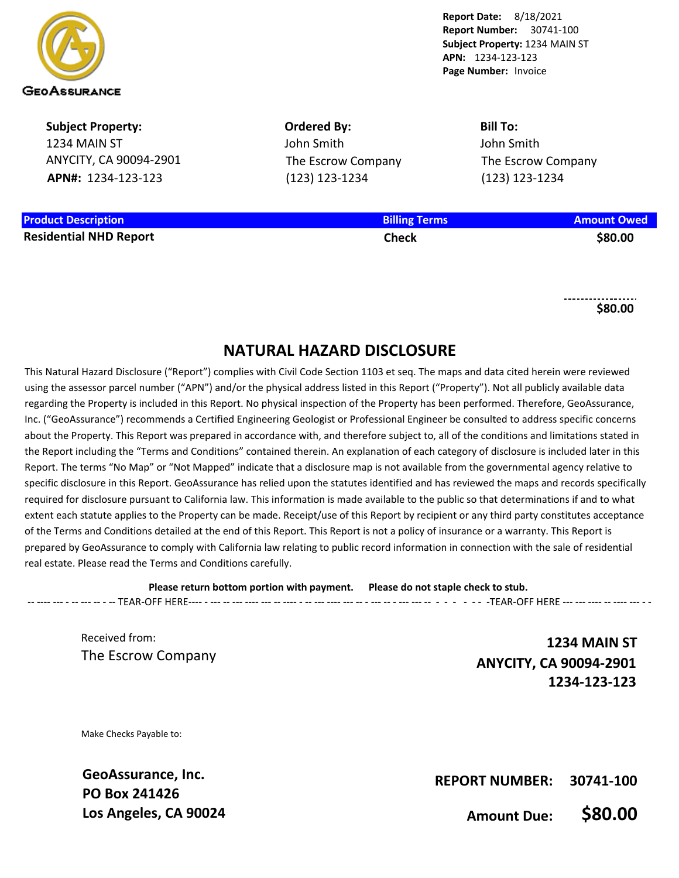GeoAssurance

**Report Date:** 8/18/2021
**Report Number:** 30741-100
**Subject Property:** 1234 MAIN ST
**APN:** 1234-123-123
**Page Number:** Invoice

**Subject Property:**
1234 MAIN ST
ANYCITY, CA 90094-2901
**APN#:** 1234-123-123

**Ordered By:**
John Smith
The Escrow Company
(123) 123-1234

**Bill To:**
John Smith
The Escrow Company
(123) 123-1234

| Product Description | Billing Terms | Amount Owed |
| --- | --- | --- |
| **Residential NHD Report** | **Check** | **$80.00** |
| | | **$80.00** |

## NATURAL HAZARD DISCLOSURE

This Natural Hazard Disclosure ("Report") complies with Civil Code Section 1103 et seq. The maps and data cited herein were reviewed using the assessor parcel number ("APN") and/or the physical address listed in this Report ("Property"). Not all publicly available data regarding the Property is included in this Report. No physical inspection of the Property has been performed. Therefore, GeoAssurance, Inc. ("GeoAssurance") recommends a Certified Engineering Geologist or Professional Engineer be consulted to address specific concerns about the Property. This Report was prepared in accordance with, and therefore subject to, all of the conditions and limitations stated in the Report including the "Terms and Conditions" contained therein. An explanation of each category of disclosure is included later in this Report. The terms "No Map" or "Not Mapped" indicate that a disclosure map is not available from the governmental agency relative to specific disclosure in this Report. GeoAssurance has relied upon the statutes identified and has reviewed the maps and records specifically required for disclosure pursuant to California law. This information is made available to the public so that determinations if and to what extent each statute applies to the Property can be made. Receipt/use of this Report by recipient or any third party constitutes acceptance of the Terms and Conditions detailed at the end of this Report. This Report is not a policy of insurance or a warranty. This Report is prepared by GeoAssurance to comply with California law relating to public record information in connection with the sale of residential real estate. Please read the Terms and Conditions carefully.

**Please return bottom portion with payment. Please do not staple check to stub.**

-- TEAR-OFF HERE -- -- TEAR-OFF HERE --

Received from:
The Escrow Company

**1234 MAIN ST**
**ANYCITY, CA 90094-2901**
**1234-123-123**

Make Checks Payable to:

**GeoAssurance, Inc.**
**PO Box 241426**
**Los Angeles, CA 90024**

**REPORT NUMBER: 30741-100**

**Amount Due: $80.00**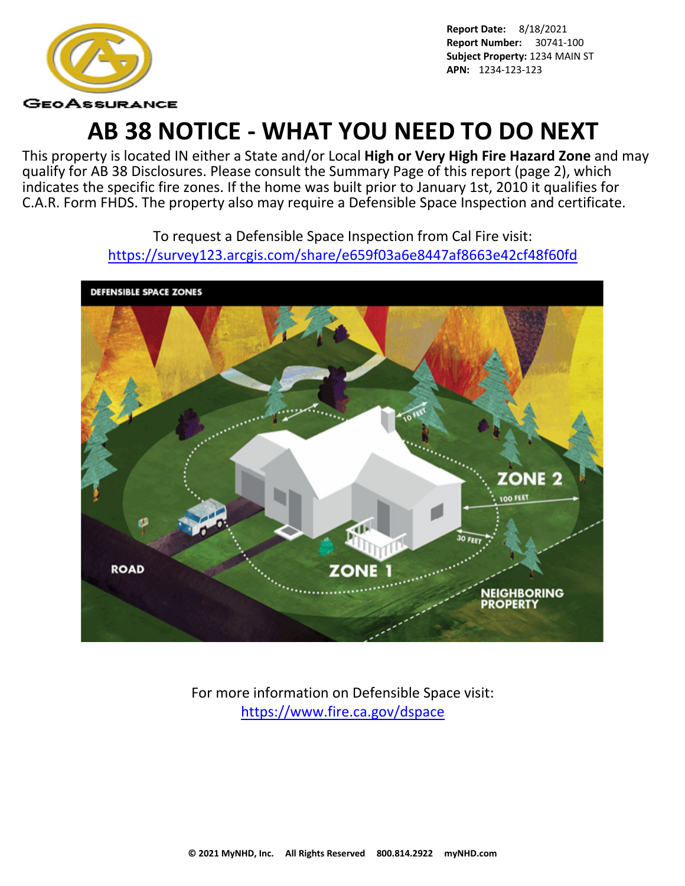**Report Date:** 8/18/2021
**Report Number:** 30741-100
**Subject Property:** 1234 MAIN ST
**APN:** 1234-123-123

# AB 38 NOTICE - WHAT YOU NEED TO DO NEXT

This property is located IN either a State and/or Local **High or Very High Fire Hazard Zone** and may qualify for AB 38 Disclosures. Please consult the Summary Page of this report (page 2), which indicates the specific fire zones. If the home was built prior to January 1st, 2010 it qualifies for C.A.R. Form FHDS. The property also may require a Defensible Space Inspection and certificate.

To request a Defensible Space Inspection from Cal Fire visit:
https://survey123.arcgis.com/share/e659f03a6e8447af8663e42cf48f60fd

For more information on Defensible Space visit:
https://www.fire.ca.gov/dspace

**© 2021 MyNHD, Inc. All Rights Reserved 800.814.2922 myNHD.com**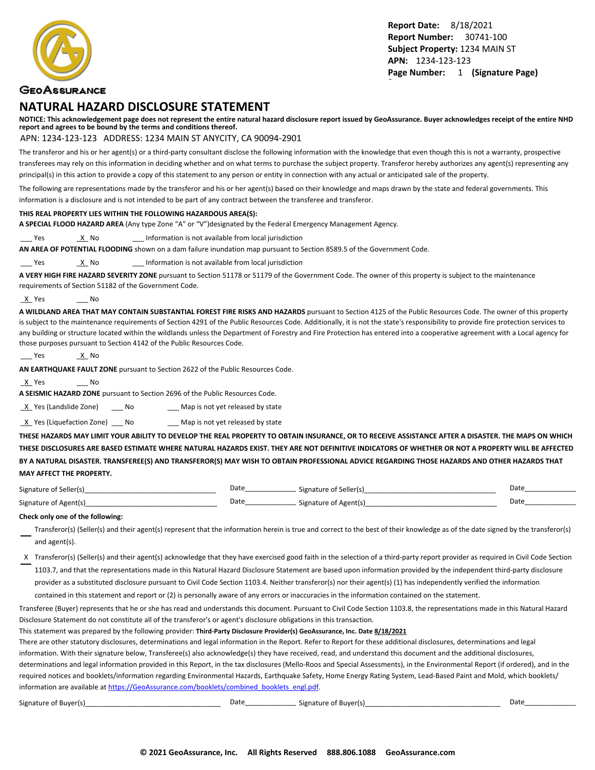GeoAssurance

**Report Date:** 8/18/2021
**Report Number:** 30741-100
**Subject Property:** 1234 MAIN ST
**APN:** 1234-123-123
**Page Number:** 1 **(Signature Page)**

# NATURAL HAZARD DISCLOSURE STATEMENT

**NOTICE: This acknowledgement page does not represent the entire natural hazard disclosure report issued by GeoAssurance. Buyer acknowledges receipt of the entire NHD report and agrees to be bound by the terms and conditions thereof.**

APN: 1234-123-123 ADDRESS: 1234 MAIN ST ANYCITY, CA 90094-2901

The transferor and his or her agent(s) or a third-party consultant disclose the following information with the knowledge that even though this is not a warranty, prospective transferees may rely on this information in deciding whether and on what terms to purchase the subject property. Transferor hereby authorizes any agent(s) representing any principal(s) in this action to provide a copy of this statement to any person or entity in connection with any actual or anticipated sale of the property.

The following are representations made by the transferor and his or her agent(s) based on their knowledge and maps drawn by the state and federal governments. This information is a disclosure and is not intended to be part of any contract between the transferee and transferor.

**THIS REAL PROPERTY LIES WITHIN THE FOLLOWING HAZARDOUS AREA(S):**

**A SPECIAL FLOOD HAZARD AREA** (Any type Zone "A" or "V")designated by the Federal Emergency Management Agency.

___ Yes _X_ No ___ Information is not available from local jurisdiction

**AN AREA OF POTENTIAL FLOODING** shown on a dam failure inundation map pursuant to Section 8589.5 of the Government Code.

___ Yes _X_ No ___ Information is not available from local jurisdiction

**A VERY HIGH FIRE HAZARD SEVERITY ZONE** pursuant to Section 51178 or 51179 of the Government Code. The owner of this property is subject to the maintenance requirements of Section 51182 of the Government Code.

_X_ Yes ___ No

**A WILDLAND AREA THAT MAY CONTAIN SUBSTANTIAL FOREST FIRE RISKS AND HAZARDS** pursuant to Section 4125 of the Public Resources Code. The owner of this property is subject to the maintenance requirements of Section 4291 of the Public Resources Code. Additionally, it is not the state's responsibility to provide fire protection services to any building or structure located within the wildlands unless the Department of Forestry and Fire Protection has entered into a cooperative agreement with a Local agency for those purposes pursuant to Section 4142 of the Public Resources Code.

___ Yes _X_ No

**AN EARTHQUAKE FAULT ZONE** pursuant to Section 2622 of the Public Resources Code.

_X_ Yes ___ No

**A SEISMIC HAZARD ZONE** pursuant to Section 2696 of the Public Resources Code.

_X_ Yes (Landslide Zone) ___ No ___ Map is not yet released by state

_X_ Yes (Liquefaction Zone) ___ No ___ Map is not yet released by state

**THESE HAZARDS MAY LIMIT YOUR ABILITY TO DEVELOP THE REAL PROPERTY TO OBTAIN INSURANCE, OR TO RECEIVE ASSISTANCE AFTER A DISASTER. THE MAPS ON WHICH THESE DISCLOSURES ARE BASED ESTIMATE WHERE NATURAL HAZARDS EXIST. THEY ARE NOT DEFINITIVE INDICATORS OF WHETHER OR NOT A PROPERTY WILL BE AFFECTED BY A NATURAL DISASTER. TRANSFEREE(S) AND TRANSFEROR(S) MAY WISH TO OBTAIN PROFESSIONAL ADVICE REGARDING THOSE HAZARDS AND OTHER HAZARDS THAT MAY AFFECT THE PROPERTY.**

Signature of Seller(s)________________________________ Date_____________ Signature of Seller(s)________________________________ Date_____________

Signature of Agent(s)________________________________ Date_____________ Signature of Agent(s)________________________________ Date_____________

**Check only one of the following:**

___ Transferor(s) (Seller(s) and their agent(s) represent that the information herein is true and correct to the best of their knowledge as of the date signed by the transferor(s) and agent(s).

_X_ Transferor(s) (Seller(s) and their agent(s) acknowledge that they have exercised good faith in the selection of a third-party report provider as required in Civil Code Section 1103.7, and that the representations made in this Natural Hazard Disclosure Statement are based upon information provided by the independent third-party disclosure provider as a substituted disclosure pursuant to Civil Code Section 1103.4. Neither transferor(s) nor their agent(s) (1) has independently verified the information contained in this statement and report or (2) is personally aware of any errors or inaccuracies in the information contained on the statement.

Transferee (Buyer) represents that he or she has read and understands this document. Pursuant to Civil Code Section 1103.8, the representations made in this Natural Hazard Disclosure Statement do not constitute all of the transferor's or agent's disclosure obligations in this transaction.

This statement was prepared by the following provider: **Third-Party Disclosure Provider(s) GeoAssurance, Inc. Date 8/18/2021**

There are other statutory disclosures, determinations and legal information in the Report. Refer to Report for these additional disclosures, determinations and legal information. With their signature below, Transferee(s) also acknowledge(s) they have received, read, and understand this document and the additional disclosures, determinations and legal information provided in this Report, in the tax disclosures (Mello-Roos and Special Assessments), in the Environmental Report (if ordered), and in the required notices and booklets/information regarding Environmental Hazards, Earthquake Safety, Home Energy Rating System, Lead-Based Paint and Mold, which booklets/ information are available at https://GeoAssurance.com/booklets/combined_booklets_engl.pdf.

Signature of Buyer(s)________________________________ Date_____________ Signature of Buyer(s)________________________________ Date_____________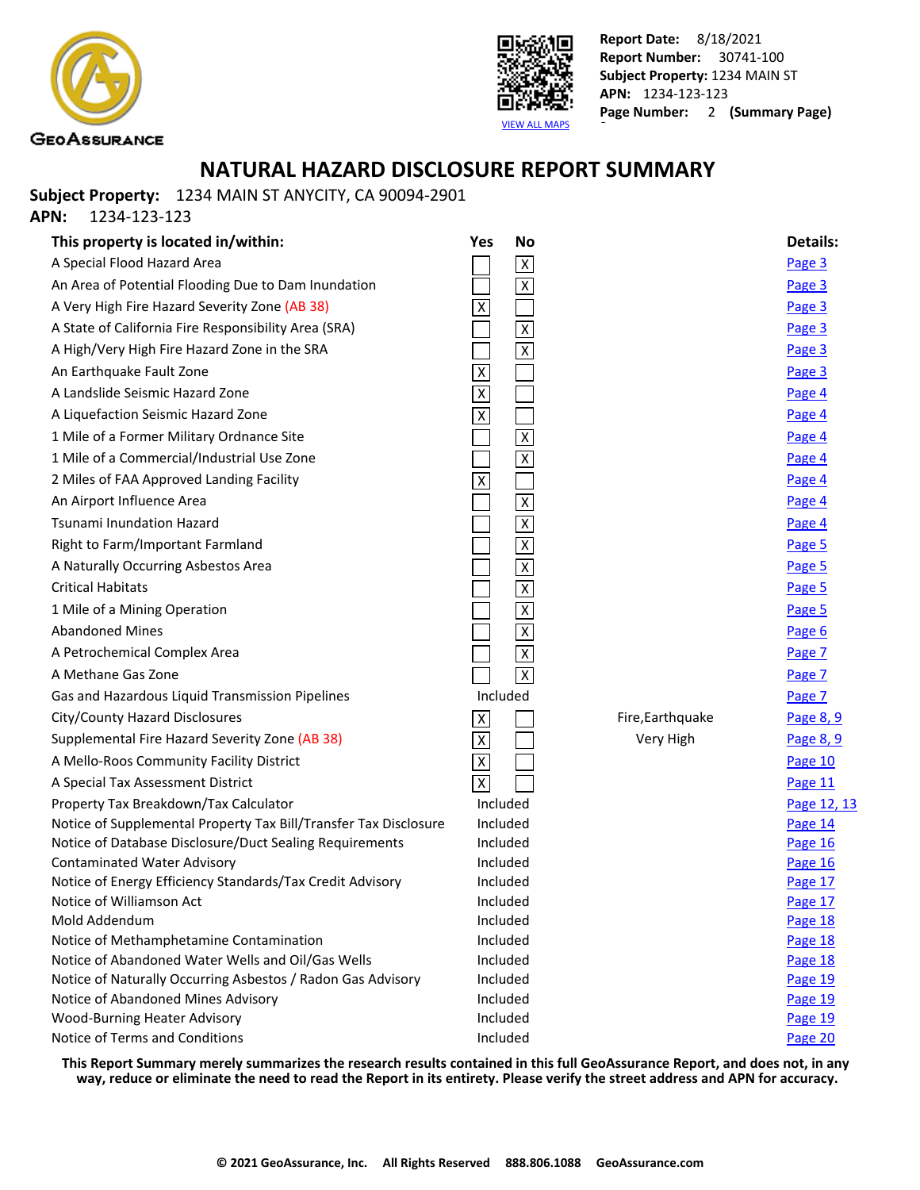**Report Date:** 8/18/2021
**Report Number:** 30741-100
**Subject Property:** 1234 MAIN ST
**APN:** 1234-123-123
**Page Number:** 2 **(Summary Page)**

VIEW ALL MAPS

# NATURAL HAZARD DISCLOSURE REPORT SUMMARY

**Subject Property:** 1234 MAIN ST ANYCITY, CA 90094-2901
**APN:** 1234-123-123

| This property is located in/within: | Yes | No | | Details: |
|---|---|---|---|---|
| A Special Flood Hazard Area | | X | | Page 3 |
| An Area of Potential Flooding Due to Dam Inundation | | X | | Page 3 |
| A Very High Fire Hazard Severity Zone (AB 38) | X | | | Page 3 |
| A State of California Fire Responsibility Area (SRA) | | X | | Page 3 |
| A High/Very High Fire Hazard Zone in the SRA | | X | | Page 3 |
| An Earthquake Fault Zone | X | | | Page 3 |
| A Landslide Seismic Hazard Zone | X | | | Page 4 |
| A Liquefaction Seismic Hazard Zone | X | | | Page 4 |
| 1 Mile of a Former Military Ordnance Site | | X | | Page 4 |
| 1 Mile of a Commercial/Industrial Use Zone | | X | | Page 4 |
| 2 Miles of FAA Approved Landing Facility | X | | | Page 4 |
| An Airport Influence Area | | X | | Page 4 |
| Tsunami Inundation Hazard | | X | | Page 4 |
| Right to Farm/Important Farmland | | X | | Page 5 |
| A Naturally Occurring Asbestos Area | | X | | Page 5 |
| Critical Habitats | | X | | Page 5 |
| 1 Mile of a Mining Operation | | X | | Page 5 |
| Abandoned Mines | | X | | Page 6 |
| A Petrochemical Complex Area | | X | | Page 7 |
| A Methane Gas Zone | | X | | Page 7 |
| Gas and Hazardous Liquid Transmission Pipelines | Included | | | Page 7 |
| City/County Hazard Disclosures | X | | Fire,Earthquake | Page 8, 9 |
| Supplemental Fire Hazard Severity Zone (AB 38) | X | | Very High | Page 8, 9 |
| A Mello-Roos Community Facility District | X | | | Page 10 |
| A Special Tax Assessment District | X | | | Page 11 |
| Property Tax Breakdown/Tax Calculator | Included | | | Page 12, 13 |
| Notice of Supplemental Property Tax Bill/Transfer Tax Disclosure | Included | | | Page 14 |
| Notice of Database Disclosure/Duct Sealing Requirements | Included | | | Page 16 |
| Contaminated Water Advisory | Included | | | Page 16 |
| Notice of Energy Efficiency Standards/Tax Credit Advisory | Included | | | Page 17 |
| Notice of Williamson Act | Included | | | Page 17 |
| Mold Addendum | Included | | | Page 18 |
| Notice of Methamphetamine Contamination | Included | | | Page 18 |
| Notice of Abandoned Water Wells and Oil/Gas Wells | Included | | | Page 18 |
| Notice of Naturally Occurring Asbestos / Radon Gas Advisory | Included | | | Page 19 |
| Notice of Abandoned Mines Advisory | Included | | | Page 19 |
| Wood-Burning Heater Advisory | Included | | | Page 19 |
| Notice of Terms and Conditions | Included | | | Page 20 |

**This Report Summary merely summarizes the research results contained in this full GeoAssurance Report, and does not, in any way, reduce or eliminate the need to read the Report in its entirety. Please verify the street address and APN for accuracy.**

**© 2021 GeoAssurance, Inc. All Rights Reserved 888.806.1088 GeoAssurance.com**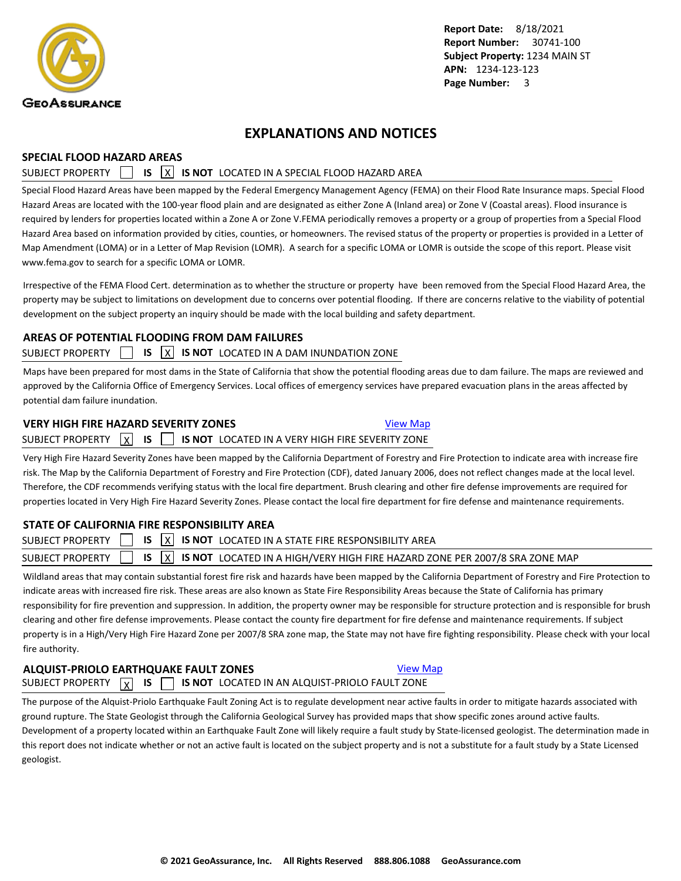Report Date: 8/18/2021
Report Number: 30741-100
Subject Property: 1234 MAIN ST
APN: 1234-123-123
Page Number: 3

# EXPLANATIONS AND NOTICES

## SPECIAL FLOOD HAZARD AREAS

SUBJECT PROPERTY [ ] **IS** [X] **IS NOT** LOCATED IN A SPECIAL FLOOD HAZARD AREA

Special Flood Hazard Areas have been mapped by the Federal Emergency Management Agency (FEMA) on their Flood Rate Insurance maps. Special Flood Hazard Areas are located with the 100-year flood plain and are designated as either Zone A (Inland area) or Zone V (Coastal areas). Flood insurance is required by lenders for properties located within a Zone A or Zone V.FEMA periodically removes a property or a group of properties from a Special Flood Hazard Area based on information provided by cities, counties, or homeowners. The revised status of the property or properties is provided in a Letter of Map Amendment (LOMA) or in a Letter of Map Revision (LOMR). A search for a specific LOMA or LOMR is outside the scope of this report. Please visit www.fema.gov to search for a specific LOMA or LOMR.

Irrespective of the FEMA Flood Cert. determination as to whether the structure or property have been removed from the Special Flood Hazard Area, the property may be subject to limitations on development due to concerns over potential flooding. If there are concerns relative to the viability of potential development on the subject property an inquiry should be made with the local building and safety department.

## AREAS OF POTENTIAL FLOODING FROM DAM FAILURES

SUBJECT PROPERTY [ ] **IS** [X] **IS NOT** LOCATED IN A DAM INUNDATION ZONE

Maps have been prepared for most dams in the State of California that show the potential flooding areas due to dam failure. The maps are reviewed and approved by the California Office of Emergency Services. Local offices of emergency services have prepared evacuation plans in the areas affected by potential dam failure inundation.

## VERY HIGH FIRE HAZARD SEVERITY ZONES

View Map

SUBJECT PROPERTY [X] **IS** [ ] **IS NOT** LOCATED IN A VERY HIGH FIRE SEVERITY ZONE

Very High Fire Hazard Severity Zones have been mapped by the California Department of Forestry and Fire Protection to indicate area with increase fire risk. The Map by the California Department of Forestry and Fire Protection (CDF), dated January 2006, does not reflect changes made at the local level. Therefore, the CDF recommends verifying status with the local fire department. Brush clearing and other fire defense improvements are required for properties located in Very High Fire Hazard Severity Zones. Please contact the local fire department for fire defense and maintenance requirements.

## STATE OF CALIFORNIA FIRE RESPONSIBILITY AREA

SUBJECT PROPERTY [ ] **IS** [X] **IS NOT** LOCATED IN A STATE FIRE RESPONSIBILITY AREA

SUBJECT PROPERTY [ ] **IS** [X] **IS NOT** LOCATED IN A HIGH/VERY HIGH FIRE HAZARD ZONE PER 2007/8 SRA ZONE MAP

Wildland areas that may contain substantial forest fire risk and hazards have been mapped by the California Department of Forestry and Fire Protection to indicate areas with increased fire risk. These areas are also known as State Fire Responsibility Areas because the State of California has primary responsibility for fire prevention and suppression. In addition, the property owner may be responsible for structure protection and is responsible for brush clearing and other fire defense improvements. Please contact the county fire department for fire defense and maintenance requirements. If subject property is in a High/Very High Fire Hazard Zone per 2007/8 SRA zone map, the State may not have fire fighting responsibility. Please check with your local fire authority.

## ALQUIST-PRIOLO EARTHQUAKE FAULT ZONES

View Map

SUBJECT PROPERTY [X] **IS** [ ] **IS NOT** LOCATED IN AN ALQUIST-PRIOLO FAULT ZONE

The purpose of the Alquist-Priolo Earthquake Fault Zoning Act is to regulate development near active faults in order to mitigate hazards associated with ground rupture. The State Geologist through the California Geological Survey has provided maps that show specific zones around active faults. Development of a property located within an Earthquake Fault Zone will likely require a fault study by State-licensed geologist. The determination made in this report does not indicate whether or not an active fault is located on the subject property and is not a substitute for a fault study by a State Licensed geologist.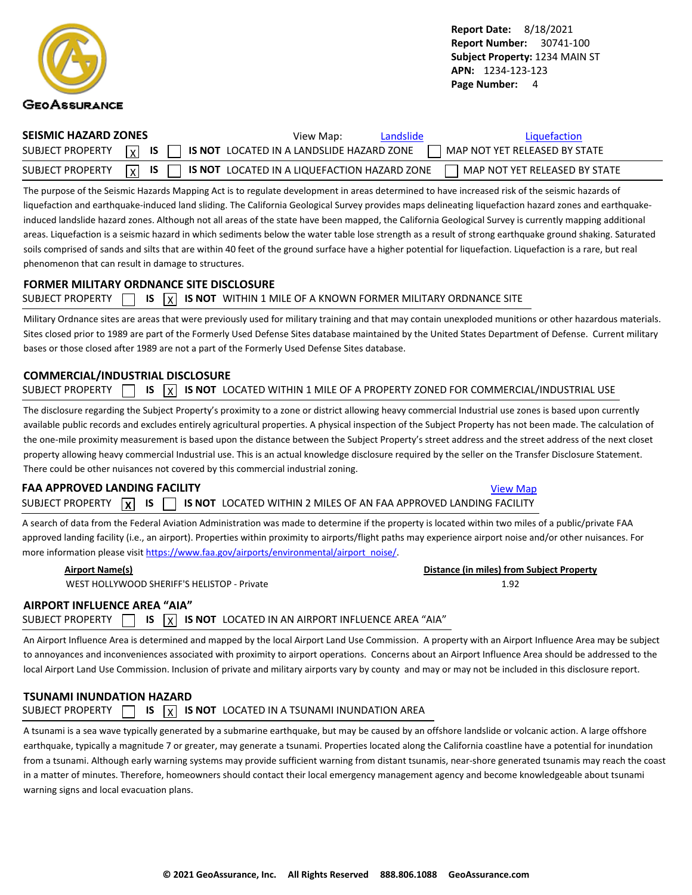GeoAssurance

**Report Date:** 8/18/2021
**Report Number:** 30741-100
**Subject Property:** 1234 MAIN ST
**APN:** 1234-123-123
**Page Number:** 4

## SEISMIC HAZARD ZONES

View Map: [Landslide] [Liquefaction]

SUBJECT PROPERTY [X] **IS** [ ] **IS NOT** LOCATED IN A LANDSLIDE HAZARD ZONE [ ] MAP NOT YET RELEASED BY STATE

SUBJECT PROPERTY [X] **IS** [ ] **IS NOT** LOCATED IN A LIQUEFACTION HAZARD ZONE [ ] MAP NOT YET RELEASED BY STATE

The purpose of the Seismic Hazards Mapping Act is to regulate development in areas determined to have increased risk of the seismic hazards of liquefaction and earthquake-induced land sliding. The California Geological Survey provides maps delineating liquefaction hazard zones and earthquake-induced landslide hazard zones. Although not all areas of the state have been mapped, the California Geological Survey is currently mapping additional areas. Liquefaction is a seismic hazard in which sediments below the water table lose strength as a result of strong earthquake ground shaking. Saturated soils comprised of sands and silts that are within 40 feet of the ground surface have a higher potential for liquefaction. Liquefaction is a rare, but real phenomenon that can result in damage to structures.

## FORMER MILITARY ORDNANCE SITE DISCLOSURE

SUBJECT PROPERTY [ ] **IS** [X] **IS NOT** WITHIN 1 MILE OF A KNOWN FORMER MILITARY ORDNANCE SITE

Military Ordnance sites are areas that were previously used for military training and that may contain unexploded munitions or other hazardous materials. Sites closed prior to 1989 are part of the Formerly Used Defense Sites database maintained by the United States Department of Defense. Current military bases or those closed after 1989 are not a part of the Formerly Used Defense Sites database.

## COMMERCIAL/INDUSTRIAL DISCLOSURE

SUBJECT PROPERTY [ ] **IS** [X] **IS NOT** LOCATED WITHIN 1 MILE OF A PROPERTY ZONED FOR COMMERCIAL/INDUSTRIAL USE

The disclosure regarding the Subject Property's proximity to a zone or district allowing heavy commercial Industrial use zones is based upon currently available public records and excludes entirely agricultural properties. A physical inspection of the Subject Property has not been made. The calculation of the one-mile proximity measurement is based upon the distance between the Subject Property's street address and the street address of the next closet property allowing heavy commercial Industrial use. This is an actual knowledge disclosure required by the seller on the Transfer Disclosure Statement. There could be other nuisances not covered by this commercial industrial zoning.

## FAA APPROVED LANDING FACILITY

[View Map]

SUBJECT PROPERTY [X] **IS** [ ] **IS NOT** LOCATED WITHIN 2 MILES OF AN FAA APPROVED LANDING FACILITY

A search of data from the Federal Aviation Administration was made to determine if the property is located within two miles of a public/private FAA approved landing facility (i.e., an airport). Properties within proximity to airports/flight paths may experience airport noise and/or other nuisances. For more information please visit https://www.faa.gov/airports/environmental/airport_noise/.

| Airport Name(s) | Distance (in miles) from Subject Property |
|---|---|
| WEST HOLLYWOOD SHERIFF'S HELISTOP - Private | 1.92 |

## AIRPORT INFLUENCE AREA "AIA"

SUBJECT PROPERTY [ ] **IS** [X] **IS NOT** LOCATED IN AN AIRPORT INFLUENCE AREA "AIA"

An Airport Influence Area is determined and mapped by the local Airport Land Use Commission. A property with an Airport Influence Area may be subject to annoyances and inconveniences associated with proximity to airport operations. Concerns about an Airport Influence Area should be addressed to the local Airport Land Use Commission. Inclusion of private and military airports vary by county and may or may not be included in this disclosure report.

## TSUNAMI INUNDATION HAZARD

SUBJECT PROPERTY [ ] **IS** [X] **IS NOT** LOCATED IN A TSUNAMI INUNDATION AREA

A tsunami is a sea wave typically generated by a submarine earthquake, but may be caused by an offshore landslide or volcanic action. A large offshore earthquake, typically a magnitude 7 or greater, may generate a tsunami. Properties located along the California coastline have a potential for inundation from a tsunami. Although early warning systems may provide sufficient warning from distant tsunamis, near-shore generated tsunamis may reach the coast in a matter of minutes. Therefore, homeowners should contact their local emergency management agency and become knowledgeable about tsunami warning signs and local evacuation plans.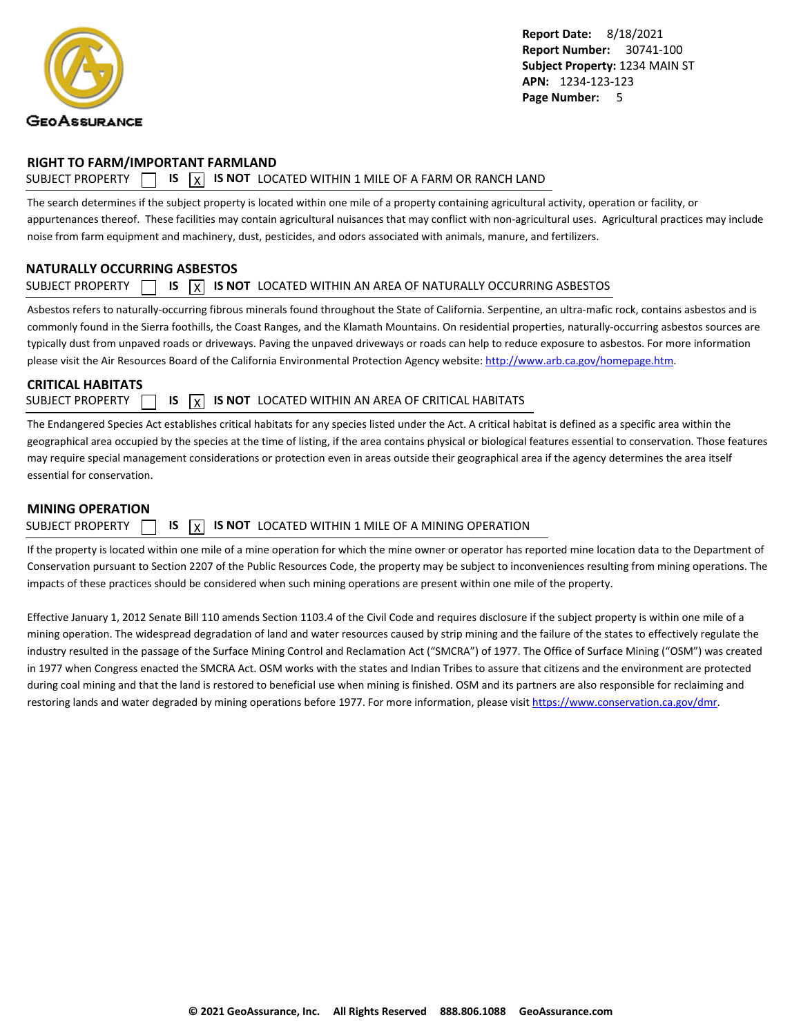## RIGHT TO FARM/IMPORTANT FARMLAND

SUBJECT PROPERTY ☐ **IS** ☒ **IS NOT** LOCATED WITHIN 1 MILE OF A FARM OR RANCH LAND

The search determines if the subject property is located within one mile of a property containing agricultural activity, operation or facility, or appurtenances thereof. These facilities may contain agricultural nuisances that may conflict with non-agricultural uses. Agricultural practices may include noise from farm equipment and machinery, dust, pesticides, and odors associated with animals, manure, and fertilizers.

## NATURALLY OCCURRING ASBESTOS

SUBJECT PROPERTY ☐ **IS** ☒ **IS NOT** LOCATED WITHIN AN AREA OF NATURALLY OCCURRING ASBESTOS

Asbestos refers to naturally-occurring fibrous minerals found throughout the State of California. Serpentine, an ultra-mafic rock, contains asbestos and is commonly found in the Sierra foothills, the Coast Ranges, and the Klamath Mountains. On residential properties, naturally-occurring asbestos sources are typically dust from unpaved roads or driveways. Paving the unpaved driveways or roads can help to reduce exposure to asbestos. For more information please visit the Air Resources Board of the California Environmental Protection Agency website: http://www.arb.ca.gov/homepage.htm.

## CRITICAL HABITATS

SUBJECT PROPERTY ☐ **IS** ☒ **IS NOT** LOCATED WITHIN AN AREA OF CRITICAL HABITATS

The Endangered Species Act establishes critical habitats for any species listed under the Act. A critical habitat is defined as a specific area within the geographical area occupied by the species at the time of listing, if the area contains physical or biological features essential to conservation. Those features may require special management considerations or protection even in areas outside their geographical area if the agency determines the area itself essential for conservation.

## MINING OPERATION

SUBJECT PROPERTY ☐ **IS** ☒ **IS NOT** LOCATED WITHIN 1 MILE OF A MINING OPERATION

If the property is located within one mile of a mine operation for which the mine owner or operator has reported mine location data to the Department of Conservation pursuant to Section 2207 of the Public Resources Code, the property may be subject to inconveniences resulting from mining operations. The impacts of these practices should be considered when such mining operations are present within one mile of the property.

Effective January 1, 2012 Senate Bill 110 amends Section 1103.4 of the Civil Code and requires disclosure if the subject property is within one mile of a mining operation. The widespread degradation of land and water resources caused by strip mining and the failure of the states to effectively regulate the industry resulted in the passage of the Surface Mining Control and Reclamation Act ("SMCRA") of 1977. The Office of Surface Mining ("OSM") was created in 1977 when Congress enacted the SMCRA Act. OSM works with the states and Indian Tribes to assure that citizens and the environment are protected during coal mining and that the land is restored to beneficial use when mining is finished. OSM and its partners are also responsible for reclaiming and restoring lands and water degraded by mining operations before 1977. For more information, please visit https://www.conservation.ca.gov/dmr.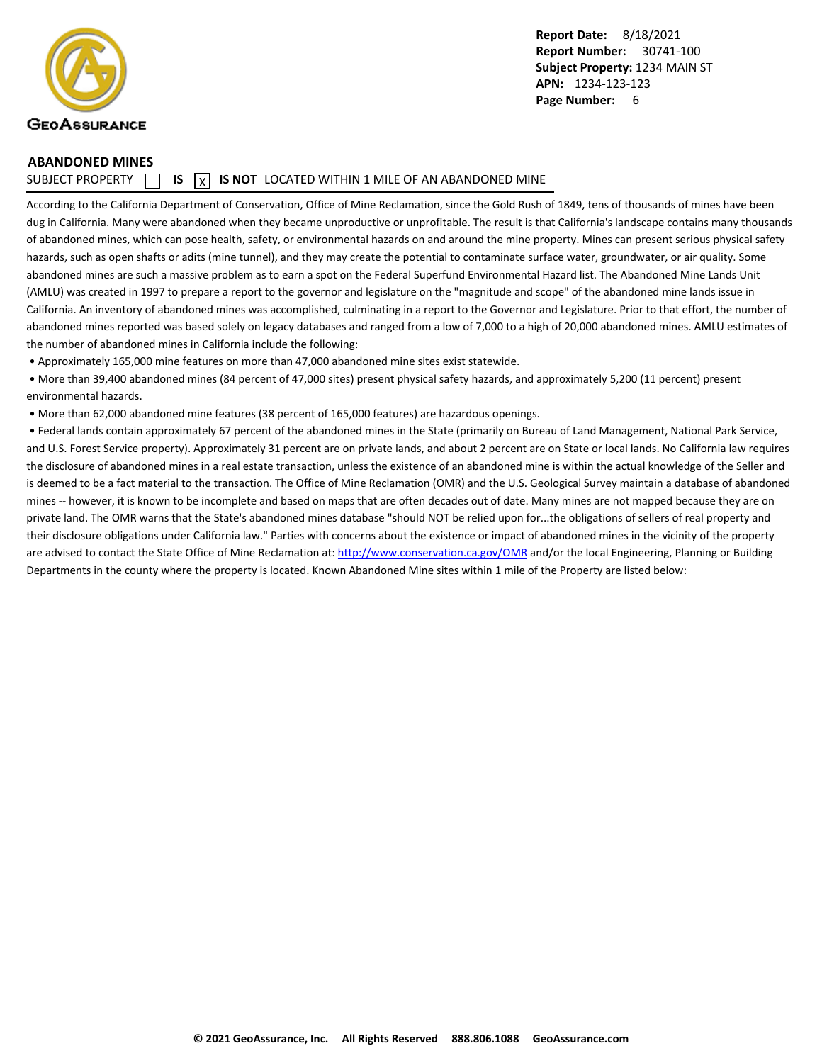## ABANDONED MINES

SUBJECT PROPERTY ☐ **IS** ☒ **IS NOT** LOCATED WITHIN 1 MILE OF AN ABANDONED MINE

According to the California Department of Conservation, Office of Mine Reclamation, since the Gold Rush of 1849, tens of thousands of mines have been dug in California. Many were abandoned when they became unproductive or unprofitable. The result is that California's landscape contains many thousands of abandoned mines, which can pose health, safety, or environmental hazards on and around the mine property. Mines can present serious physical safety hazards, such as open shafts or adits (mine tunnel), and they may create the potential to contaminate surface water, groundwater, or air quality. Some abandoned mines are such a massive problem as to earn a spot on the Federal Superfund Environmental Hazard list. The Abandoned Mine Lands Unit (AMLU) was created in 1997 to prepare a report to the governor and legislature on the "magnitude and scope" of the abandoned mine lands issue in California. An inventory of abandoned mines was accomplished, culminating in a report to the Governor and Legislature. Prior to that effort, the number of abandoned mines reported was based solely on legacy databases and ranged from a low of 7,000 to a high of 20,000 abandoned mines. AMLU estimates of the number of abandoned mines in California include the following:

- Approximately 165,000 mine features on more than 47,000 abandoned mine sites exist statewide.
- More than 39,400 abandoned mines (84 percent of 47,000 sites) present physical safety hazards, and approximately 5,200 (11 percent) present environmental hazards.
- More than 62,000 abandoned mine features (38 percent of 165,000 features) are hazardous openings.
- Federal lands contain approximately 67 percent of the abandoned mines in the State (primarily on Bureau of Land Management, National Park Service, and U.S. Forest Service property). Approximately 31 percent are on private lands, and about 2 percent are on State or local lands. No California law requires the disclosure of abandoned mines in a real estate transaction, unless the existence of an abandoned mine is within the actual knowledge of the Seller and is deemed to be a fact material to the transaction. The Office of Mine Reclamation (OMR) and the U.S. Geological Survey maintain a database of abandoned mines -- however, it is known to be incomplete and based on maps that are often decades out of date. Many mines are not mapped because they are on private land. The OMR warns that the State's abandoned mines database "should NOT be relied upon for...the obligations of sellers of real property and their disclosure obligations under California law." Parties with concerns about the existence or impact of abandoned mines in the vicinity of the property are advised to contact the State Office of Mine Reclamation at: http://www.conservation.ca.gov/OMR and/or the local Engineering, Planning or Building Departments in the county where the property is located. Known Abandoned Mine sites within 1 mile of the Property are listed below: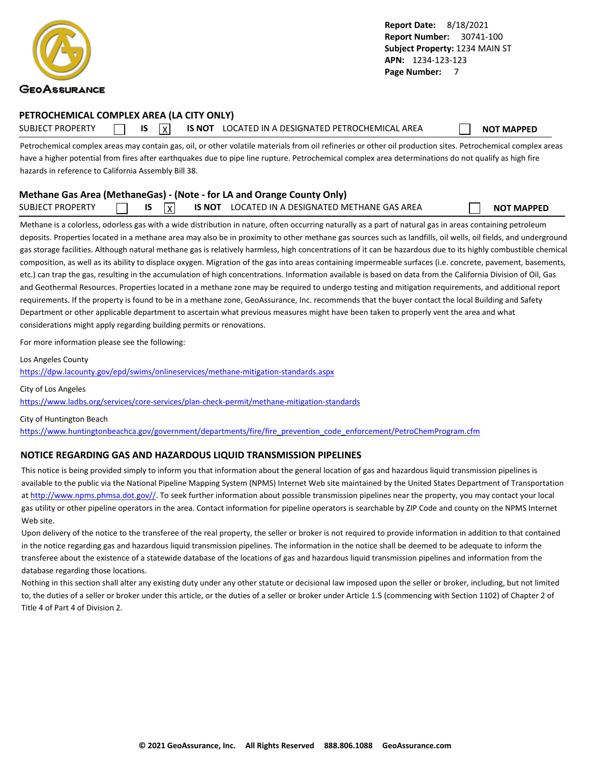**Report Date:** 8/18/2021
**Report Number:** 30741-100
**Subject Property:** 1234 MAIN ST
**APN:** 1234-123-123
**Page Number:** 7

## PETROCHEMICAL COMPLEX AREA (LA CITY ONLY)

SUBJECT PROPERTY ☐ **IS** ☒ **IS NOT** LOCATED IN A DESIGNATED PETROCHEMICAL AREA ☐ **NOT MAPPED**

Petrochemical complex areas may contain gas, oil, or other volatile materials from oil refineries or other oil production sites. Petrochemical complex areas have a higher potential from fires after earthquakes due to pipe line rupture. Petrochemical complex area determinations do not qualify as high fire hazards in reference to California Assembly Bill 38.

## Methane Gas Area (MethaneGas) - (Note - for LA and Orange County Only)

SUBJECT PROPERTY ☐ **IS** ☒ **IS NOT** LOCATED IN A DESIGNATED METHANE GAS AREA ☐ **NOT MAPPED**

Methane is a colorless, odorless gas with a wide distribution in nature, often occurring naturally as a part of natural gas in areas containing petroleum deposits. Properties located in a methane area may also be in proximity to other methane gas sources such as landfills, oil wells, oil fields, and underground gas storage facilities. Although natural methane gas is relatively harmless, high concentrations of it can be hazardous due to its highly combustible chemical composition, as well as its ability to displace oxygen. Migration of the gas into areas containing impermeable surfaces (i.e. concrete, pavement, basements, etc.) can trap the gas, resulting in the accumulation of high concentrations. Information available is based on data from the California Division of Oil, Gas and Geothermal Resources. Properties located in a methane zone may be required to undergo testing and mitigation requirements, and additional report requirements. If the property is found to be in a methane zone, GeoAssurance, Inc. recommends that the buyer contact the local Building and Safety Department or other applicable department to ascertain what previous measures might have been taken to properly vent the area and what considerations might apply regarding building permits or renovations.

For more information please see the following:

Los Angeles County
https://dpw.lacounty.gov/epd/swims/onlineservices/methane-mitigation-standards.aspx

City of Los Angeles
https://www.ladbs.org/services/core-services/plan-check-permit/methane-mitigation-standards

City of Huntington Beach
https://www.huntingtonbeachca.gov/government/departments/fire/fire_prevention_code_enforcement/PetroChemProgram.cfm

## NOTICE REGARDING GAS AND HAZARDOUS LIQUID TRANSMISSION PIPELINES

This notice is being provided simply to inform you that information about the general location of gas and hazardous liquid transmission pipelines is available to the public via the National Pipeline Mapping System (NPMS) Internet Web site maintained by the United States Department of Transportation at http://www.npms.phmsa.dot.gov//. To seek further information about possible transmission pipelines near the property, you may contact your local gas utility or other pipeline operators in the area. Contact information for pipeline operators is searchable by ZIP Code and county on the NPMS Internet Web site.

Upon delivery of the notice to the transferee of the real property, the seller or broker is not required to provide information in addition to that contained in the notice regarding gas and hazardous liquid transmission pipelines. The information in the notice shall be deemed to be adequate to inform the transferee about the existence of a statewide database of the locations of gas and hazardous liquid transmission pipelines and information from the database regarding those locations.

Nothing in this section shall alter any existing duty under any other statute or decisional law imposed upon the seller or broker, including, but not limited to, the duties of a seller or broker under this article, or the duties of a seller or broker under Article 1.5 (commencing with Section 1102) of Chapter 2 of Title 4 of Part 4 of Division 2.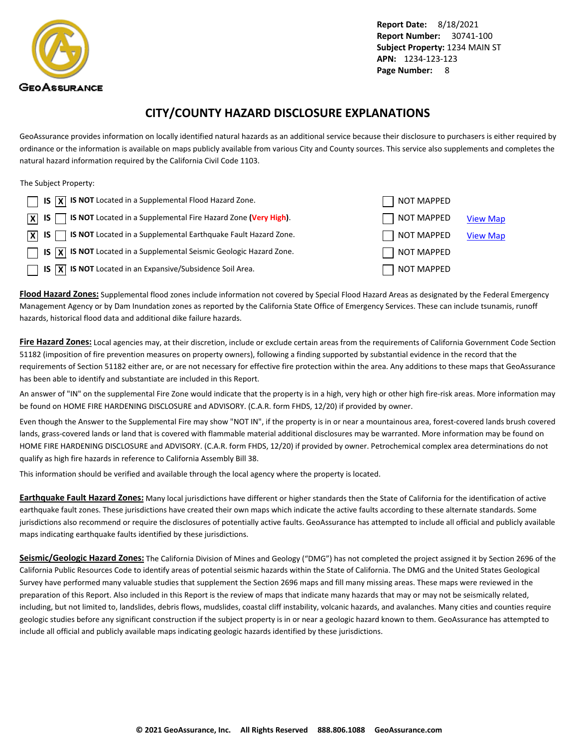GeoAssurance

**Report Date:** 8/18/2021
**Report Number:** 30741-100
**Subject Property:** 1234 MAIN ST
**APN:** 1234-123-123
**Page Number:** 8

# CITY/COUNTY HAZARD DISCLOSURE EXPLANATIONS

GeoAssurance provides information on locally identified natural hazards as an additional service because their disclosure to purchasers is either required by ordinance or the information is available on maps publicly available from various City and County sources. This service also supplements and completes the natural hazard information required by the California Civil Code 1103.

The Subject Property:

| IS | IS NOT | Hazard | NOT MAPPED | |
|---|---|---|---|---|
| [ ] | [X] | **IS NOT** Located in a Supplemental Flood Hazard Zone. | [ ] NOT MAPPED | |
| [X] | [ ] | **IS NOT** Located in a Supplemental Fire Hazard Zone (**Very High**). | [ ] NOT MAPPED | View Map |
| [X] | [ ] | **IS NOT** Located in a Supplemental Earthquake Fault Hazard Zone. | [ ] NOT MAPPED | View Map |
| [ ] | [X] | **IS NOT** Located in a Supplemental Seismic Geologic Hazard Zone. | [ ] NOT MAPPED | |
| [ ] | [X] | **IS NOT** Located in an Expansive/Subsidence Soil Area. | [ ] NOT MAPPED | |

**Flood Hazard Zones:** Supplemental flood zones include information not covered by Special Flood Hazard Areas as designated by the Federal Emergency Management Agency or by Dam Inundation zones as reported by the California State Office of Emergency Services. These can include tsunamis, runoff hazards, historical flood data and additional dike failure hazards.

**Fire Hazard Zones:** Local agencies may, at their discretion, include or exclude certain areas from the requirements of California Government Code Section 51182 (imposition of fire prevention measures on property owners), following a finding supported by substantial evidence in the record that the requirements of Section 51182 either are, or are not necessary for effective fire protection within the area. Any additions to these maps that GeoAssurance has been able to identify and substantiate are included in this Report.

An answer of "IN" on the supplemental Fire Zone would indicate that the property is in a high, very high or other high fire-risk areas. More information may be found on HOME FIRE HARDENING DISCLOSURE and ADVISORY. (C.A.R. form FHDS, 12/20) if provided by owner.

Even though the Answer to the Supplemental Fire may show "NOT IN", if the property is in or near a mountainous area, forest-covered lands brush covered lands, grass-covered lands or land that is covered with flammable material additional disclosures may be warranted. More information may be found on HOME FIRE HARDENING DISCLOSURE and ADVISORY. (C.A.R. form FHDS, 12/20) if provided by owner. Petrochemical complex area determinations do not qualify as high fire hazards in reference to California Assembly Bill 38.

This information should be verified and available through the local agency where the property is located.

**Earthquake Fault Hazard Zones:** Many local jurisdictions have different or higher standards then the State of California for the identification of active earthquake fault zones. These jurisdictions have created their own maps which indicate the active faults according to these alternate standards. Some jurisdictions also recommend or require the disclosures of potentially active faults. GeoAssurance has attempted to include all official and publicly available maps indicating earthquake faults identified by these jurisdictions.

**Seismic/Geologic Hazard Zones:** The California Division of Mines and Geology ("DMG") has not completed the project assigned it by Section 2696 of the California Public Resources Code to identify areas of potential seismic hazards within the State of California. The DMG and the United States Geological Survey have performed many valuable studies that supplement the Section 2696 maps and fill many missing areas. These maps were reviewed in the preparation of this Report. Also included in this Report is the review of maps that indicate many hazards that may or may not be seismically related, including, but not limited to, landslides, debris flows, mudslides, coastal cliff instability, volcanic hazards, and avalanches. Many cities and counties require geologic studies before any significant construction if the subject property is in or near a geologic hazard known to them. GeoAssurance has attempted to include all official and publicly available maps indicating geologic hazards identified by these jurisdictions.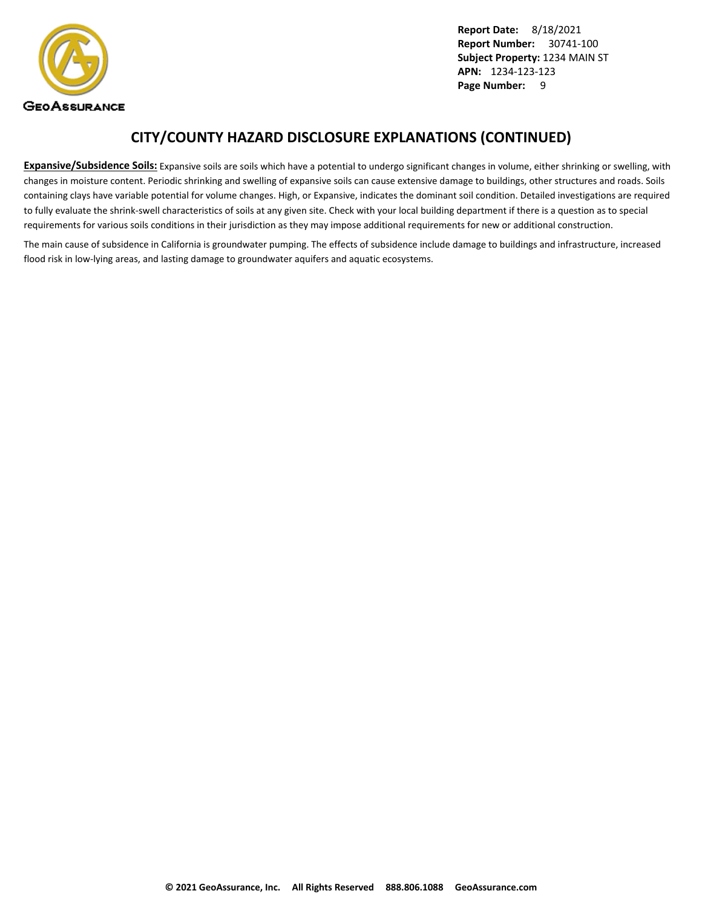# CITY/COUNTY HAZARD DISCLOSURE EXPLANATIONS (CONTINUED)

**Expansive/Subsidence Soils:** Expansive soils are soils which have a potential to undergo significant changes in volume, either shrinking or swelling, with changes in moisture content. Periodic shrinking and swelling of expansive soils can cause extensive damage to buildings, other structures and roads. Soils containing clays have variable potential for volume changes. High, or Expansive, indicates the dominant soil condition. Detailed investigations are required to fully evaluate the shrink-swell characteristics of soils at any given site. Check with your local building department if there is a question as to special requirements for various soils conditions in their jurisdiction as they may impose additional requirements for new or additional construction.

The main cause of subsidence in California is groundwater pumping. The effects of subsidence include damage to buildings and infrastructure, increased flood risk in low-lying areas, and lasting damage to groundwater aquifers and aquatic ecosystems.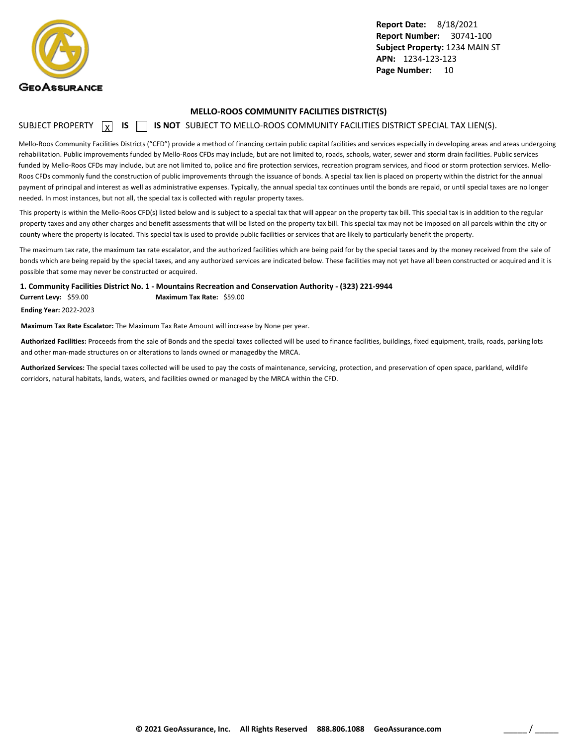**Report Date:** 8/18/2021
**Report Number:** 30741-100
**Subject Property:** 1234 MAIN ST
**APN:** 1234-123-123

## MELLO-ROOS COMMUNITY FACILITIES DISTRICT(S)

SUBJECT PROPERTY [X] **IS** [ ] **IS NOT** SUBJECT TO MELLO-ROOS COMMUNITY FACILITIES DISTRICT SPECIAL TAX LIEN(S).

Mello-Roos Community Facilities Districts ("CFD") provide a method of financing certain public capital facilities and services especially in developing areas and areas undergoing rehabilitation. Public improvements funded by Mello-Roos CFDs may include, but are not limited to, roads, schools, water, sewer and storm drain facilities. Public services funded by Mello-Roos CFDs may include, but are not limited to, police and fire protection services, recreation program services, and flood or storm protection services. Mello-Roos CFDs commonly fund the construction of public improvements through the issuance of bonds. A special tax lien is placed on property within the district for the annual payment of principal and interest as well as administrative expenses. Typically, the annual special tax continues until the bonds are repaid, or until special taxes are no longer needed. In most instances, but not all, the special tax is collected with regular property taxes.

This property is within the Mello-Roos CFD(s) listed below and is subject to a special tax that will appear on the property tax bill. This special tax is in addition to the regular property taxes and any other charges and benefit assessments that will be listed on the property tax bill. This special tax may not be imposed on all parcels within the city or county where the property is located. This special tax is used to provide public facilities or services that are likely to particularly benefit the property.

The maximum tax rate, the maximum tax rate escalator, and the authorized facilities which are being paid for by the special taxes and by the money received from the sale of bonds which are being repaid by the special taxes, and any authorized services are indicated below. These facilities may not yet have all been constructed or acquired and it is possible that some may never be constructed or acquired.

**1. Community Facilities District No. 1 - Mountains Recreation and Conservation Authority - (323) 221-9944**

**Current Levy:** $59.00 **Maximum Tax Rate:** $59.00

**Ending Year:** 2022-2023

**Maximum Tax Rate Escalator:** The Maximum Tax Rate Amount will increase by None per year.

**Authorized Facilities:** Proceeds from the sale of Bonds and the special taxes collected will be used to finance facilities, buildings, fixed equipment, trails, roads, parking lots and other man-made structures on or alterations to lands owned or managedby the MRCA.

**Authorized Services:** The special taxes collected will be used to pay the costs of maintenance, servicing, protection, and preservation of open space, parkland, wildlife corridors, natural habitats, lands, waters, and facilities owned or managed by the MRCA within the CFD.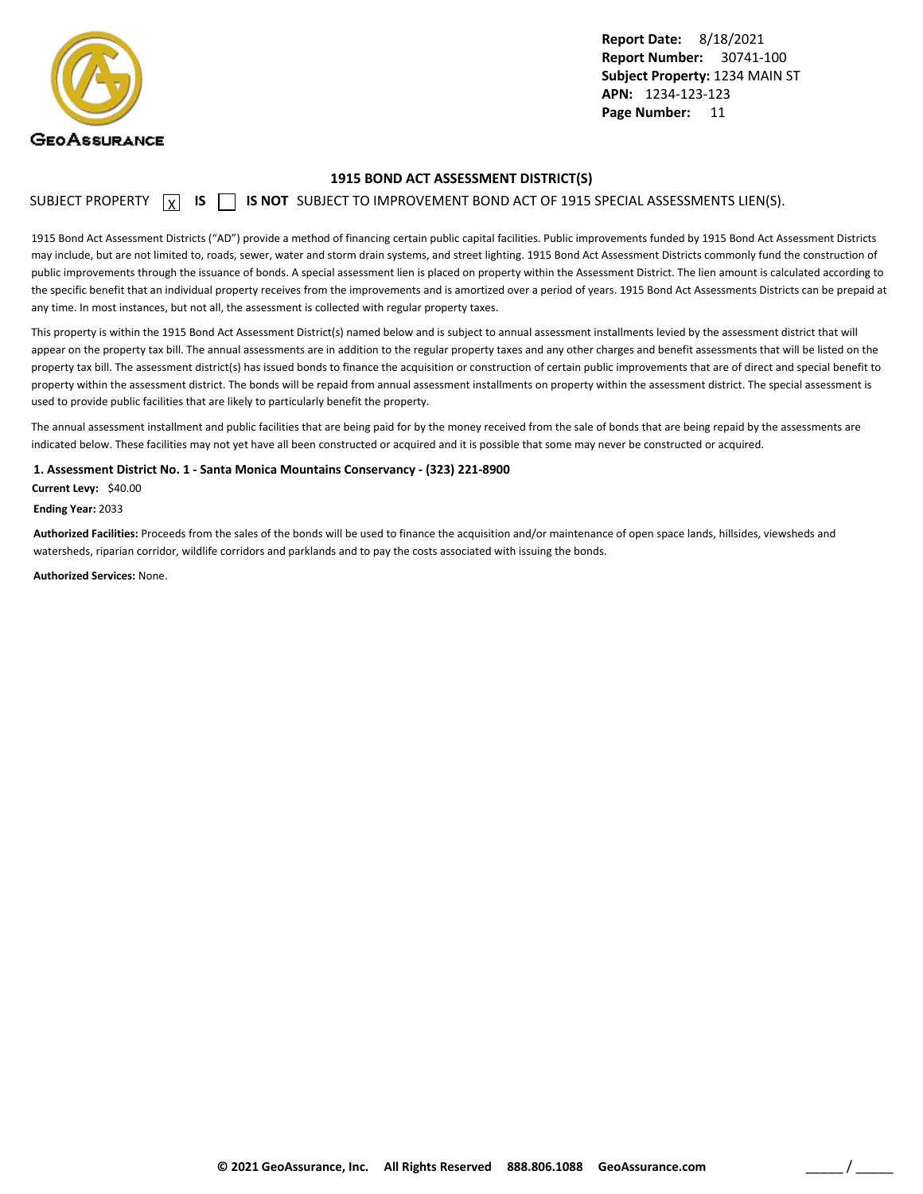**Report Date:** 8/18/2021
**Report Number:** 30741-100
**Subject Property:** 1234 MAIN ST
**APN:** 1234-123-123
**Page Number:** 11

## 1915 BOND ACT ASSESSMENT DISTRICT(S)

SUBJECT PROPERTY [X] **IS** [ ] **IS NOT** SUBJECT TO IMPROVEMENT BOND ACT OF 1915 SPECIAL ASSESSMENTS LIEN(S).

1915 Bond Act Assessment Districts ("AD") provide a method of financing certain public capital facilities. Public improvements funded by 1915 Bond Act Assessment Districts may include, but are not limited to, roads, sewer, water and storm drain systems, and street lighting. 1915 Bond Act Assessment Districts commonly fund the construction of public improvements through the issuance of bonds. A special assessment lien is placed on property within the Assessment District. The lien amount is calculated according to the specific benefit that an individual property receives from the improvements and is amortized over a period of years. 1915 Bond Act Assessments Districts can be prepaid at any time. In most instances, but not all, the assessment is collected with regular property taxes.

This property is within the 1915 Bond Act Assessment District(s) named below and is subject to annual assessment installments levied by the assessment district that will appear on the property tax bill. The annual assessments are in addition to the regular property taxes and any other charges and benefit assessments that will be listed on the property tax bill. The assessment district(s) has issued bonds to finance the acquisition or construction of certain public improvements that are of direct and special benefit to property within the assessment district. The bonds will be repaid from annual assessment installments on property within the assessment district. The special assessment is used to provide public facilities that are likely to particularly benefit the property.

The annual assessment installment and public facilities that are being paid for by the money received from the sale of bonds that are being repaid by the assessments are indicated below. These facilities may not yet have all been constructed or acquired and it is possible that some may never be constructed or acquired.

**1. Assessment District No. 1 - Santa Monica Mountains Conservancy - (323) 221-8900**

**Current Levy:** $40.00

**Ending Year:** 2033

**Authorized Facilities:** Proceeds from the sales of the bonds will be used to finance the acquisition and/or maintenance of open space lands, hillsides, viewsheds and watersheds, riparian corridor, wildlife corridors and parklands and to pay the costs associated with issuing the bonds.

**Authorized Services:** None.

**© 2021 GeoAssurance, Inc. All Rights Reserved 888.806.1088 GeoAssurance.com**

_____ / _____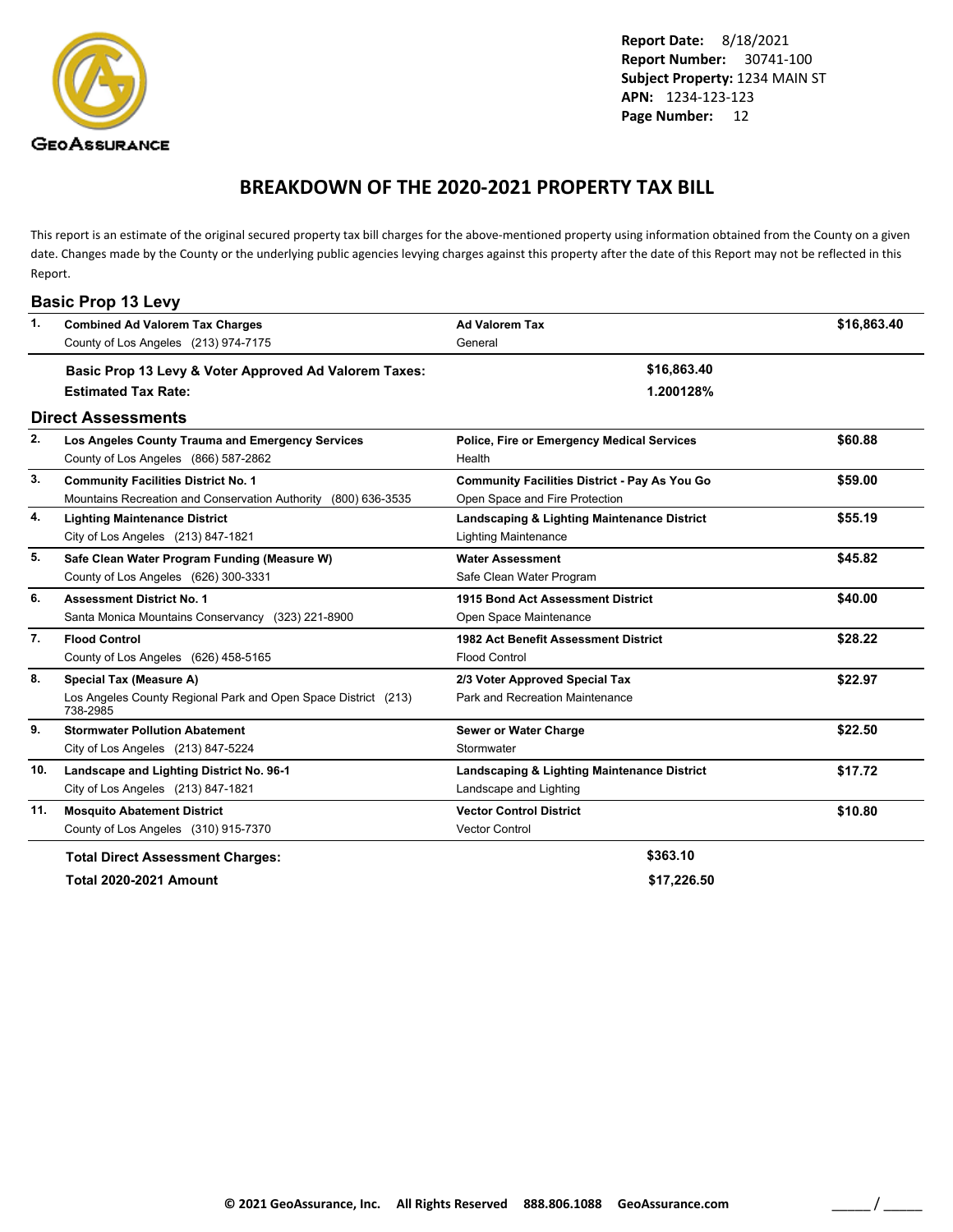**Report Date:** 8/18/2021
**Report Number:** 30741-100
**Subject Property:** 1234 MAIN ST
**APN:** 1234-123-123
**Page Number:** 12

# BREAKDOWN OF THE 2020-2021 PROPERTY TAX BILL

This report is an estimate of the original secured property tax bill charges for the above-mentioned property using information obtained from the County on a given date. Changes made by the County or the underlying public agencies levying charges against this property after the date of this Report may not be reflected in this Report.

## Basic Prop 13 Levy

| # | Charge / Agency | Type / Purpose | Amount |
|---|---|---|---|
| 1. | **Combined Ad Valorem Tax Charges**<br>County of Los Angeles (213) 974-7175 | **Ad Valorem Tax**<br>General | **$16,863.40** |

**Basic Prop 13 Levy & Voter Approved Ad Valorem Taxes:** **$16,863.40**
**Estimated Tax Rate:** **1.200128%**

## Direct Assessments

| # | Charge / Agency | Type / Purpose | Amount |
|---|---|---|---|
| 2. | **Los Angeles County Trauma and Emergency Services**<br>County of Los Angeles (866) 587-2862 | **Police, Fire or Emergency Medical Services**<br>Health | **$60.88** |
| 3. | **Community Facilities District No. 1**<br>Mountains Recreation and Conservation Authority (800) 636-3535 | **Community Facilities District - Pay As You Go**<br>Open Space and Fire Protection | **$59.00** |
| 4. | **Lighting Maintenance District**<br>City of Los Angeles (213) 847-1821 | **Landscaping & Lighting Maintenance District**<br>Lighting Maintenance | **$55.19** |
| 5. | **Safe Clean Water Program Funding (Measure W)**<br>County of Los Angeles (626) 300-3331 | **Water Assessment**<br>Safe Clean Water Program | **$45.82** |
| 6. | **Assessment District No. 1**<br>Santa Monica Mountains Conservancy (323) 221-8900 | **1915 Bond Act Assessment District**<br>Open Space Maintenance | **$40.00** |
| 7. | **Flood Control**<br>County of Los Angeles (626) 458-5165 | **1982 Act Benefit Assessment District**<br>Flood Control | **$28.22** |
| 8. | **Special Tax (Measure A)**<br>Los Angeles County Regional Park and Open Space District (213) 738-2985 | **2/3 Voter Approved Special Tax**<br>Park and Recreation Maintenance | **$22.97** |
| 9. | **Stormwater Pollution Abatement**<br>City of Los Angeles (213) 847-5224 | **Sewer or Water Charge**<br>Stormwater | **$22.50** |
| 10. | **Landscape and Lighting District No. 96-1**<br>City of Los Angeles (213) 847-1821 | **Landscaping & Lighting Maintenance District**<br>Landscape and Lighting | **$17.72** |
| 11. | **Mosquito Abatement District**<br>County of Los Angeles (310) 915-7370 | **Vector Control District**<br>Vector Control | **$10.80** |

**Total Direct Assessment Charges:** **$363.10**
**Total 2020-2021 Amount** **$17,226.50**

© 2021 GeoAssurance, Inc. All Rights Reserved 888.806.1088 GeoAssurance.com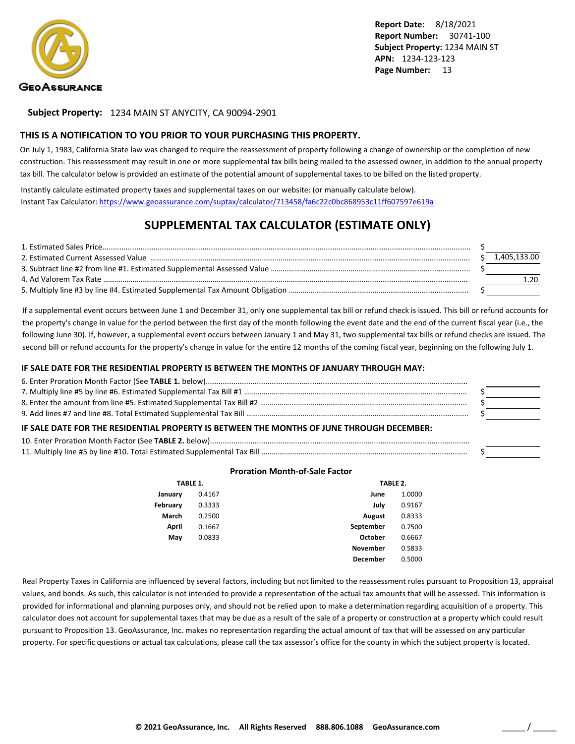**Report Date:** 8/18/2021
**Report Number:** 30741-100
**Subject Property:** 1234 MAIN ST
**APN:** 1234-123-123
**Page Number:** 13

**Subject Property:** 1234 MAIN ST ANYCITY, CA 90094-2901

## THIS IS A NOTIFICATION TO YOU PRIOR TO YOUR PURCHASING THIS PROPERTY.

On July 1, 1983, California State law was changed to require the reassessment of property following a change of ownership or the completion of new construction. This reassessment may result in one or more supplemental tax bills being mailed to the assessed owner, in addition to the annual property tax bill. The calculator below is provided an estimate of the potential amount of supplemental taxes to be billed on the listed property.

Instantly calculate estimated property taxes and supplemental taxes on our website: (or manually calculate below).
Instant Tax Calculator: https://www.geoassurance.com/suptax/calculator/713458/fa6c22c0bc868953c11ff607597e619a

## SUPPLEMENTAL TAX CALCULATOR (ESTIMATE ONLY)

| | |
|---|---|
| 1. Estimated Sales Price | $ |
| 2. Estimated Current Assessed Value | $ 1,405,133.00 |
| 3. Subtract line #2 from line #1. Estimated Supplemental Assessed Value | $ |
| 4. Ad Valorem Tax Rate | 1.20 |
| 5. Multiply line #3 by line #4. Estimated Supplemental Tax Amount Obligation | $ |

If a supplemental event occurs between June 1 and December 31, only one supplemental tax bill or refund check is issued. This bill or refund accounts for the property's change in value for the period between the first day of the month following the event date and the end of the current fiscal year (i.e., the following June 30). If, however, a supplemental event occurs between January 1 and May 31, two supplemental tax bills or refund checks are issued. The second bill or refund accounts for the property's change in value for the entire 12 months of the coming fiscal year, beginning on the following July 1.

### IF SALE DATE FOR THE RESIDENTIAL PROPERTY IS BETWEEN THE MONTHS OF JANUARY THROUGH MAY:

| | |
|---|---|
| 6. Enter Proration Month Factor (See **TABLE 1.** below) | |
| 7. Multiply line #5 by line #6. Estimated Supplemental Tax Bill #1 | $ |
| 8. Enter the amount from line #5. Estimated Supplemental Tax Bill #2 | $ |
| 9. Add lines #7 and line #8. Total Estimated Supplemental Tax Bill | $ |

### IF SALE DATE FOR THE RESIDENTIAL PROPERTY IS BETWEEN THE MONTHS OF JUNE THROUGH DECEMBER:

| | |
|---|---|
| 10. Enter Proration Month Factor (See **TABLE 2.** below) | |
| 11. Multiply line #5 by line #10. Total Estimated Supplemental Tax Bill | $ |

### Proration Month-of-Sale Factor

**TABLE 1.**

| Month | Factor |
|---|---|
| January | 0.4167 |
| February | 0.3333 |
| March | 0.2500 |
| April | 0.1667 |
| May | 0.0833 |

**TABLE 2.**

| Month | Factor |
|---|---|
| June | 1.0000 |
| July | 0.9167 |
| August | 0.8333 |
| September | 0.7500 |
| October | 0.6667 |
| November | 0.5833 |
| December | 0.5000 |

Real Property Taxes in California are influenced by several factors, including but not limited to the reassessment rules pursuant to Proposition 13, appraisal values, and bonds. As such, this calculator is not intended to provide a representation of the actual tax amounts that will be assessed. This information is provided for informational and planning purposes only, and should not be relied upon to make a determination regarding acquisition of a property. This calculator does not account for supplemental taxes that may be due as a result of the sale of a property or construction at a property which could result pursuant to Proposition 13. GeoAssurance, Inc. makes no representation regarding the actual amount of tax that will be assessed on any particular property. For specific questions or actual tax calculations, please call the tax assessor's office for the county in which the subject property is located.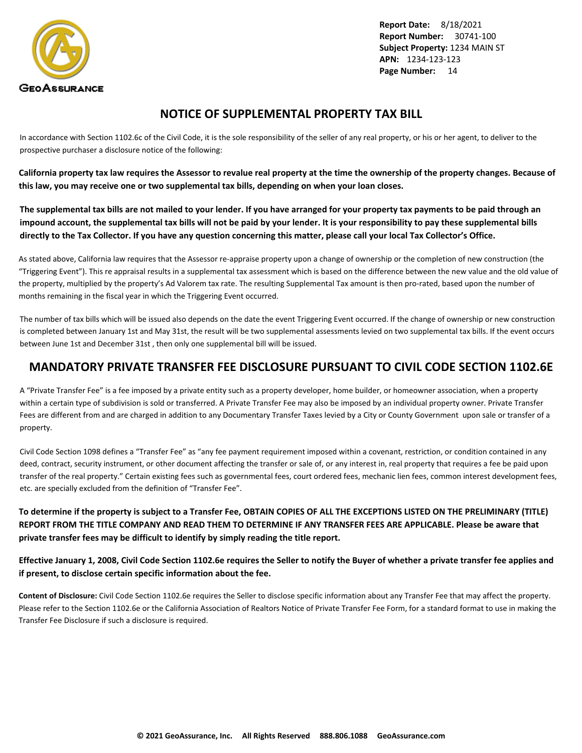Report Date: 8/18/2021
Report Number: 30741-100
Subject Property: 1234 MAIN ST
APN: 1234-123-123
Page Number: 14

# NOTICE OF SUPPLEMENTAL PROPERTY TAX BILL

In accordance with Section 1102.6c of the Civil Code, it is the sole responsibility of the seller of any real property, or his or her agent, to deliver to the prospective purchaser a disclosure notice of the following:

**California property tax law requires the Assessor to revalue real property at the time the ownership of the property changes. Because of this law, you may receive one or two supplemental tax bills, depending on when your loan closes.**

**The supplemental tax bills are not mailed to your lender. If you have arranged for your property tax payments to be paid through an impound account, the supplemental tax bills will not be paid by your lender. It is your responsibility to pay these supplemental bills directly to the Tax Collector. If you have any question concerning this matter, please call your local Tax Collector's Office.**

As stated above, California law requires that the Assessor re-appraise property upon a change of ownership or the completion of new construction (the "Triggering Event"). This re appraisal results in a supplemental tax assessment which is based on the difference between the new value and the old value of the property, multiplied by the property's Ad Valorem tax rate. The resulting Supplemental Tax amount is then pro-rated, based upon the number of months remaining in the fiscal year in which the Triggering Event occurred.

The number of tax bills which will be issued also depends on the date the event Triggering Event occurred. If the change of ownership or new construction is completed between January 1st and May 31st, the result will be two supplemental assessments levied on two supplemental tax bills. If the event occurs between June 1st and December 31st , then only one supplemental bill will be issued.

# MANDATORY PRIVATE TRANSFER FEE DISCLOSURE PURSUANT TO CIVIL CODE SECTION 1102.6E

A "Private Transfer Fee" is a fee imposed by a private entity such as a property developer, home builder, or homeowner association, when a property within a certain type of subdivision is sold or transferred. A Private Transfer Fee may also be imposed by an individual property owner. Private Transfer Fees are different from and are charged in addition to any Documentary Transfer Taxes levied by a City or County Government upon sale or transfer of a property.

Civil Code Section 1098 defines a "Transfer Fee" as "any fee payment requirement imposed within a covenant, restriction, or condition contained in any deed, contract, security instrument, or other document affecting the transfer or sale of, or any interest in, real property that requires a fee be paid upon transfer of the real property." Certain existing fees such as governmental fees, court ordered fees, mechanic lien fees, common interest development fees, etc. are specially excluded from the definition of "Transfer Fee".

**To determine if the property is subject to a Transfer Fee, OBTAIN COPIES OF ALL THE EXCEPTIONS LISTED ON THE PRELIMINARY (TITLE) REPORT FROM THE TITLE COMPANY AND READ THEM TO DETERMINE IF ANY TRANSFER FEES ARE APPLICABLE. Please be aware that private transfer fees may be difficult to identify by simply reading the title report.**

**Effective January 1, 2008, Civil Code Section 1102.6e requires the Seller to notify the Buyer of whether a private transfer fee applies and if present, to disclose certain specific information about the fee.**

**Content of Disclosure:** Civil Code Section 1102.6e requires the Seller to disclose specific information about any Transfer Fee that may affect the property. Please refer to the Section 1102.6e or the California Association of Realtors Notice of Private Transfer Fee Form, for a standard format to use in making the Transfer Fee Disclosure if such a disclosure is required.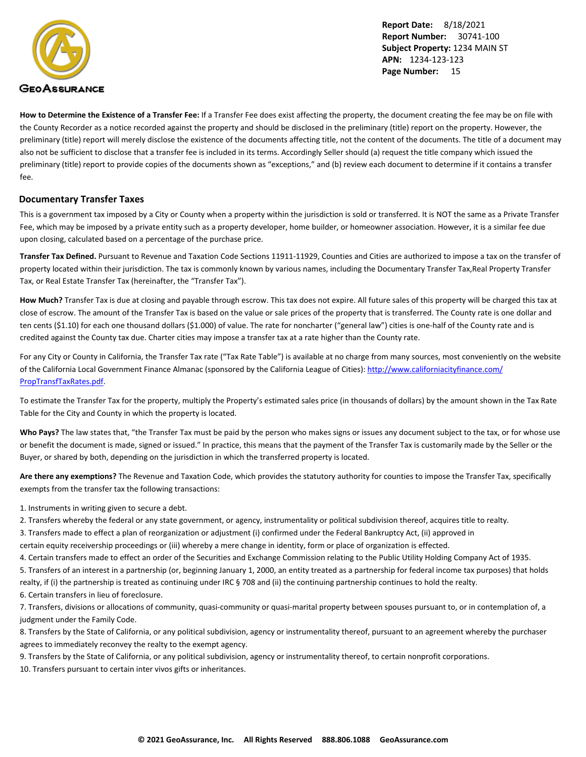**How to Determine the Existence of a Transfer Fee:** If a Transfer Fee does exist affecting the property, the document creating the fee may be on file with the County Recorder as a notice recorded against the property and should be disclosed in the preliminary (title) report on the property. However, the preliminary (title) report will merely disclose the existence of the documents affecting title, not the content of the documents. The title of a document may also not be sufficient to disclose that a transfer fee is included in its terms. Accordingly Seller should (a) request the title company which issued the preliminary (title) report to provide copies of the documents shown as "exceptions," and (b) review each document to determine if it contains a transfer fee.

## Documentary Transfer Taxes

This is a government tax imposed by a City or County when a property within the jurisdiction is sold or transferred. It is NOT the same as a Private Transfer Fee, which may be imposed by a private entity such as a property developer, home builder, or homeowner association. However, it is a similar fee due upon closing, calculated based on a percentage of the purchase price.

**Transfer Tax Defined.** Pursuant to Revenue and Taxation Code Sections 11911-11929, Counties and Cities are authorized to impose a tax on the transfer of property located within their jurisdiction. The tax is commonly known by various names, including the Documentary Transfer Tax,Real Property Transfer Tax, or Real Estate Transfer Tax (hereinafter, the "Transfer Tax").

**How Much?** Transfer Tax is due at closing and payable through escrow. This tax does not expire. All future sales of this property will be charged this tax at close of escrow. The amount of the Transfer Tax is based on the value or sale prices of the property that is transferred. The County rate is one dollar and ten cents ($1.10) for each one thousand dollars ($1.000) of value. The rate for noncharter ("general law") cities is one-half of the County rate and is credited against the County tax due. Charter cities may impose a transfer tax at a rate higher than the County rate.

For any City or County in California, the Transfer Tax rate ("Tax Rate Table") is available at no charge from many sources, most conveniently on the website of the California Local Government Finance Almanac (sponsored by the California League of Cities): http://www.californiacityfinance.com/PropTransfTaxRates.pdf.

To estimate the Transfer Tax for the property, multiply the Property's estimated sales price (in thousands of dollars) by the amount shown in the Tax Rate Table for the City and County in which the property is located.

**Who Pays?** The law states that, "the Transfer Tax must be paid by the person who makes signs or issues any document subject to the tax, or for whose use or benefit the document is made, signed or issued." In practice, this means that the payment of the Transfer Tax is customarily made by the Seller or the Buyer, or shared by both, depending on the jurisdiction in which the transferred property is located.

**Are there any exemptions?** The Revenue and Taxation Code, which provides the statutory authority for counties to impose the Transfer Tax, specifically exempts from the transfer tax the following transactions:

1. Instruments in writing given to secure a debt.
2. Transfers whereby the federal or any state government, or agency, instrumentality or political subdivision thereof, acquires title to realty.
3. Transfers made to effect a plan of reorganization or adjustment (i) confirmed under the Federal Bankruptcy Act, (ii) approved in certain equity receivership proceedings or (iii) whereby a mere change in identity, form or place of organization is effected.
4. Certain transfers made to effect an order of the Securities and Exchange Commission relating to the Public Utility Holding Company Act of 1935.
5. Transfers of an interest in a partnership (or, beginning January 1, 2000, an entity treated as a partnership for federal income tax purposes) that holds realty, if (i) the partnership is treated as continuing under IRC § 708 and (ii) the continuing partnership continues to hold the realty.
6. Certain transfers in lieu of foreclosure.
7. Transfers, divisions or allocations of community, quasi-community or quasi-marital property between spouses pursuant to, or in contemplation of, a judgment under the Family Code.
8. Transfers by the State of California, or any political subdivision, agency or instrumentality thereof, pursuant to an agreement whereby the purchaser agrees to immediately reconvey the realty to the exempt agency.
9. Transfers by the State of California, or any political subdivision, agency or instrumentality thereof, to certain nonprofit corporations.
10. Transfers pursuant to certain inter vivos gifts or inheritances.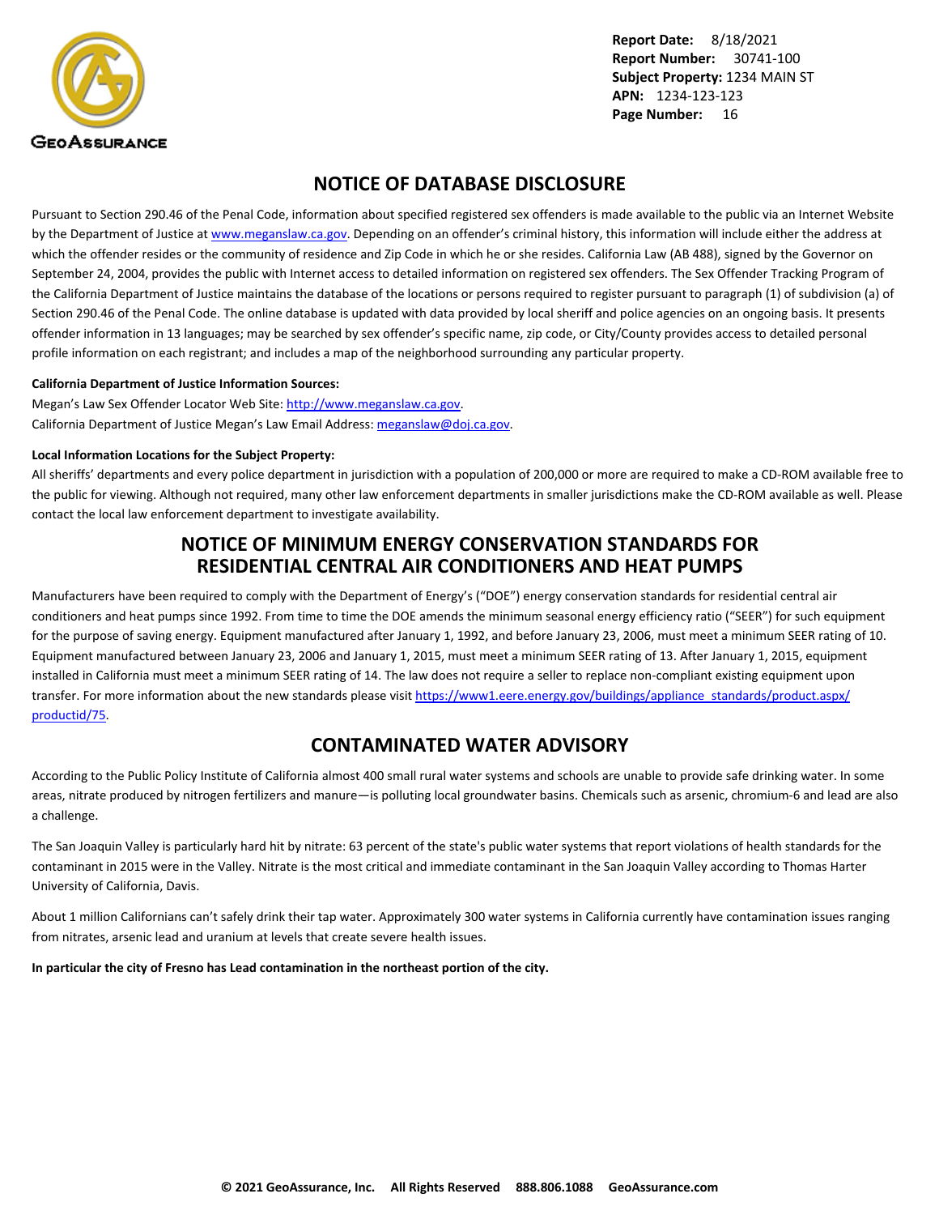## NOTICE OF DATABASE DISCLOSURE

Pursuant to Section 290.46 of the Penal Code, information about specified registered sex offenders is made available to the public via an Internet Website by the Department of Justice at www.meganslaw.ca.gov. Depending on an offender's criminal history, this information will include either the address at which the offender resides or the community of residence and Zip Code in which he or she resides. California Law (AB 488), signed by the Governor on September 24, 2004, provides the public with Internet access to detailed information on registered sex offenders. The Sex Offender Tracking Program of the California Department of Justice maintains the database of the locations or persons required to register pursuant to paragraph (1) of subdivision (a) of Section 290.46 of the Penal Code. The online database is updated with data provided by local sheriff and police agencies on an ongoing basis. It presents offender information in 13 languages; may be searched by sex offender's specific name, zip code, or City/County provides access to detailed personal profile information on each registrant; and includes a map of the neighborhood surrounding any particular property.

**California Department of Justice Information Sources:**

Megan's Law Sex Offender Locator Web Site: http://www.meganslaw.ca.gov.
California Department of Justice Megan's Law Email Address: meganslaw@doj.ca.gov.

**Local Information Locations for the Subject Property:**

All sheriffs' departments and every police department in jurisdiction with a population of 200,000 or more are required to make a CD-ROM available free to the public for viewing. Although not required, many other law enforcement departments in smaller jurisdictions make the CD-ROM available as well. Please contact the local law enforcement department to investigate availability.

## NOTICE OF MINIMUM ENERGY CONSERVATION STANDARDS FOR RESIDENTIAL CENTRAL AIR CONDITIONERS AND HEAT PUMPS

Manufacturers have been required to comply with the Department of Energy's ("DOE") energy conservation standards for residential central air conditioners and heat pumps since 1992. From time to time the DOE amends the minimum seasonal energy efficiency ratio ("SEER") for such equipment for the purpose of saving energy. Equipment manufactured after January 1, 1992, and before January 23, 2006, must meet a minimum SEER rating of 10. Equipment manufactured between January 23, 2006 and January 1, 2015, must meet a minimum SEER rating of 13. After January 1, 2015, equipment installed in California must meet a minimum SEER rating of 14. The law does not require a seller to replace non-compliant existing equipment upon transfer. For more information about the new standards please visit https://www1.eere.energy.gov/buildings/appliance_standards/product.aspx/productid/75.

## CONTAMINATED WATER ADVISORY

According to the Public Policy Institute of California almost 400 small rural water systems and schools are unable to provide safe drinking water. In some areas, nitrate produced by nitrogen fertilizers and manure—is polluting local groundwater basins. Chemicals such as arsenic, chromium-6 and lead are also a challenge.

The San Joaquin Valley is particularly hard hit by nitrate: 63 percent of the state's public water systems that report violations of health standards for the contaminant in 2015 were in the Valley. Nitrate is the most critical and immediate contaminant in the San Joaquin Valley according to Thomas Harter University of California, Davis.

About 1 million Californians can't safely drink their tap water. Approximately 300 water systems in California currently have contamination issues ranging from nitrates, arsenic lead and uranium at levels that create severe health issues.

**In particular the city of Fresno has Lead contamination in the northeast portion of the city.**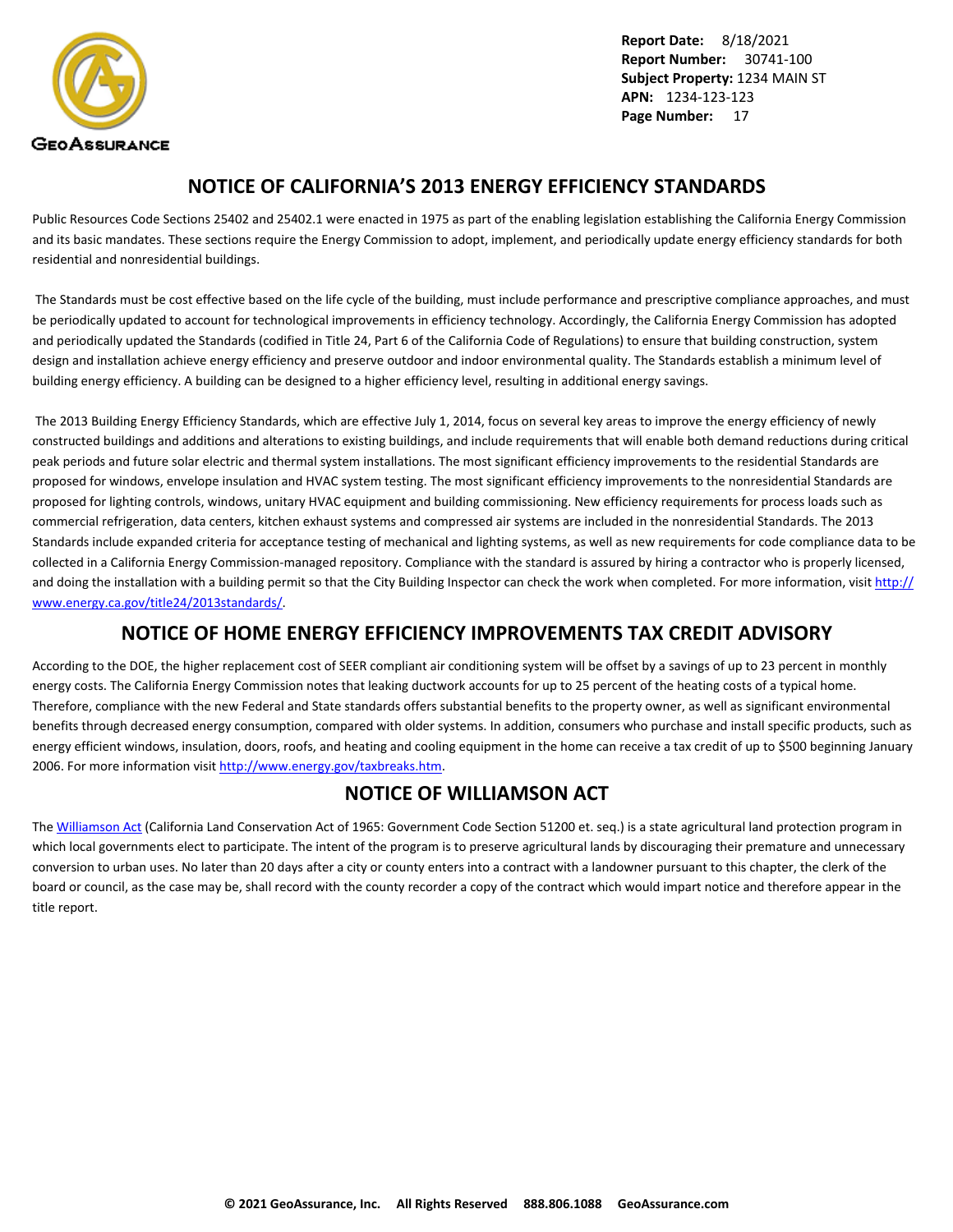## NOTICE OF CALIFORNIA'S 2013 ENERGY EFFICIENCY STANDARDS

Public Resources Code Sections 25402 and 25402.1 were enacted in 1975 as part of the enabling legislation establishing the California Energy Commission and its basic mandates. These sections require the Energy Commission to adopt, implement, and periodically update energy efficiency standards for both residential and nonresidential buildings.

The Standards must be cost effective based on the life cycle of the building, must include performance and prescriptive compliance approaches, and must be periodically updated to account for technological improvements in efficiency technology. Accordingly, the California Energy Commission has adopted and periodically updated the Standards (codified in Title 24, Part 6 of the California Code of Regulations) to ensure that building construction, system design and installation achieve energy efficiency and preserve outdoor and indoor environmental quality. The Standards establish a minimum level of building energy efficiency. A building can be designed to a higher efficiency level, resulting in additional energy savings.

The 2013 Building Energy Efficiency Standards, which are effective July 1, 2014, focus on several key areas to improve the energy efficiency of newly constructed buildings and additions and alterations to existing buildings, and include requirements that will enable both demand reductions during critical peak periods and future solar electric and thermal system installations. The most significant efficiency improvements to the residential Standards are proposed for windows, envelope insulation and HVAC system testing. The most significant efficiency improvements to the nonresidential Standards are proposed for lighting controls, windows, unitary HVAC equipment and building commissioning. New efficiency requirements for process loads such as commercial refrigeration, data centers, kitchen exhaust systems and compressed air systems are included in the nonresidential Standards. The 2013 Standards include expanded criteria for acceptance testing of mechanical and lighting systems, as well as new requirements for code compliance data to be collected in a California Energy Commission-managed repository. Compliance with the standard is assured by hiring a contractor who is properly licensed, and doing the installation with a building permit so that the City Building Inspector can check the work when completed. For more information, visit http://www.energy.ca.gov/title24/2013standards/.

## NOTICE OF HOME ENERGY EFFICIENCY IMPROVEMENTS TAX CREDIT ADVISORY

According to the DOE, the higher replacement cost of SEER compliant air conditioning system will be offset by a savings of up to 23 percent in monthly energy costs. The California Energy Commission notes that leaking ductwork accounts for up to 25 percent of the heating costs of a typical home. Therefore, compliance with the new Federal and State standards offers substantial benefits to the property owner, as well as significant environmental benefits through decreased energy consumption, compared with older systems. In addition, consumers who purchase and install specific products, such as energy efficient windows, insulation, doors, roofs, and heating and cooling equipment in the home can receive a tax credit of up to $500 beginning January 2006. For more information visit http://www.energy.gov/taxbreaks.htm.

## NOTICE OF WILLIAMSON ACT

The Williamson Act (California Land Conservation Act of 1965: Government Code Section 51200 et. seq.) is a state agricultural land protection program in which local governments elect to participate. The intent of the program is to preserve agricultural lands by discouraging their premature and unnecessary conversion to urban uses. No later than 20 days after a city or county enters into a contract with a landowner pursuant to this chapter, the clerk of the board or council, as the case may be, shall record with the county recorder a copy of the contract which would impart notice and therefore appear in the title report.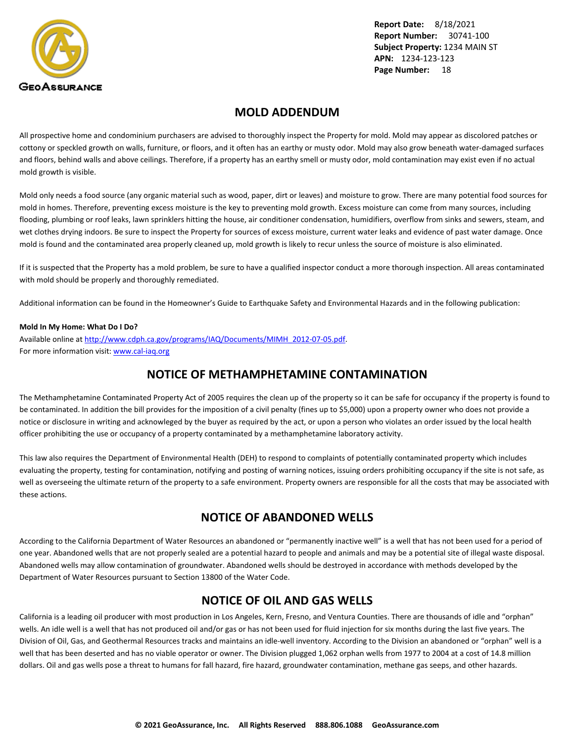Report Date: 8/18/2021
Report Number: 30741-100
Subject Property: 1234 MAIN ST
APN: 1234-123-123

## MOLD ADDENDUM

All prospective home and condominium purchasers are advised to thoroughly inspect the Property for mold. Mold may appear as discolored patches or cottony or speckled growth on walls, furniture, or floors, and it often has an earthy or musty odor. Mold may also grow beneath water-damaged surfaces and floors, behind walls and above ceilings. Therefore, if a property has an earthy smell or musty odor, mold contamination may exist even if no actual mold growth is visible.

Mold only needs a food source (any organic material such as wood, paper, dirt or leaves) and moisture to grow. There are many potential food sources for mold in homes. Therefore, preventing excess moisture is the key to preventing mold growth. Excess moisture can come from many sources, including flooding, plumbing or roof leaks, lawn sprinklers hitting the house, air conditioner condensation, humidifiers, overflow from sinks and sewers, steam, and wet clothes drying indoors. Be sure to inspect the Property for sources of excess moisture, current water leaks and evidence of past water damage. Once mold is found and the contaminated area properly cleaned up, mold growth is likely to recur unless the source of moisture is also eliminated.

If it is suspected that the Property has a mold problem, be sure to have a qualified inspector conduct a more thorough inspection. All areas contaminated with mold should be properly and thoroughly remediated.

Additional information can be found in the Homeowner's Guide to Earthquake Safety and Environmental Hazards and in the following publication:

**Mold In My Home: What Do I Do?**
Available online at http://www.cdph.ca.gov/programs/IAQ/Documents/MIMH_2012-07-05.pdf.
For more information visit: www.cal-iaq.org

## NOTICE OF METHAMPHETAMINE CONTAMINATION

The Methamphetamine Contaminated Property Act of 2005 requires the clean up of the property so it can be safe for occupancy if the property is found to be contaminated. In addition the bill provides for the imposition of a civil penalty (fines up to $5,000) upon a property owner who does not provide a notice or disclosure in writing and acknowleged by the buyer as required by the act, or upon a person who violates an order issued by the local health officer prohibiting the use or occupancy of a property contaminated by a methamphetamine laboratory activity.

This law also requires the Department of Environmental Health (DEH) to respond to complaints of potentially contaminated property which includes evaluating the property, testing for contamination, notifying and posting of warning notices, issuing orders prohibiting occupancy if the site is not safe, as well as overseeing the ultimate return of the property to a safe environment. Property owners are responsible for all the costs that may be associated with these actions.

## NOTICE OF ABANDONED WELLS

According to the California Department of Water Resources an abandoned or "permanently inactive well" is a well that has not been used for a period of one year. Abandoned wells that are not properly sealed are a potential hazard to people and animals and may be a potential site of illegal waste disposal. Abandoned wells may allow contamination of groundwater. Abandoned wells should be destroyed in accordance with methods developed by the Department of Water Resources pursuant to Section 13800 of the Water Code.

## NOTICE OF OIL AND GAS WELLS

California is a leading oil producer with most production in Los Angeles, Kern, Fresno, and Ventura Counties. There are thousands of idle and "orphan" wells. An idle well is a well that has not produced oil and/or gas or has not been used for fluid injection for six months during the last five years. The Division of Oil, Gas, and Geothermal Resources tracks and maintains an idle-well inventory. According to the Division an abandoned or "orphan" well is a well that has been deserted and has no viable operator or owner. The Division plugged 1,062 orphan wells from 1977 to 2004 at a cost of 14.8 million dollars. Oil and gas wells pose a threat to humans for fall hazard, fire hazard, groundwater contamination, methane gas seeps, and other hazards.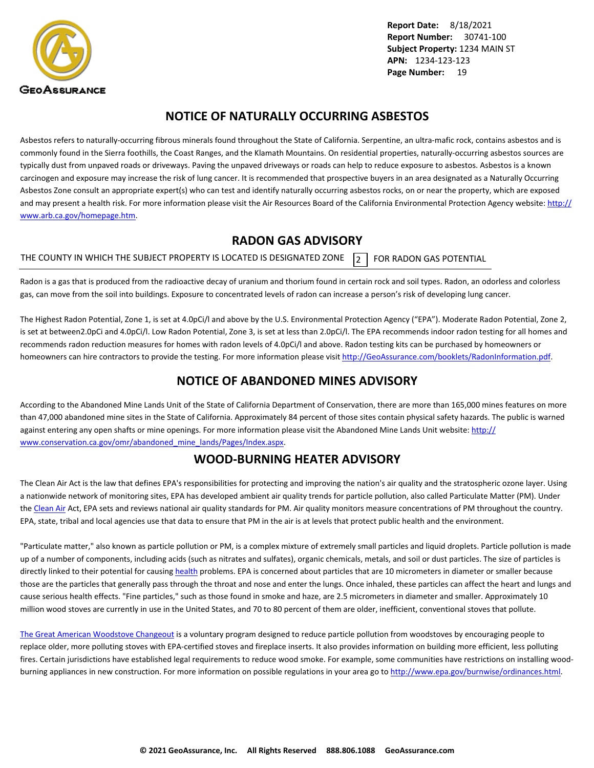# NOTICE OF NATURALLY OCCURRING ASBESTOS

Asbestos refers to naturally-occurring fibrous minerals found throughout the State of California. Serpentine, an ultra-mafic rock, contains asbestos and is commonly found in the Sierra foothills, the Coast Ranges, and the Klamath Mountains. On residential properties, naturally-occurring asbestos sources are typically dust from unpaved roads or driveways. Paving the unpaved driveways or roads can help to reduce exposure to asbestos. Asbestos is a known carcinogen and exposure may increase the risk of lung cancer. It is recommended that prospective buyers in an area designated as a Naturally Occurring Asbestos Zone consult an appropriate expert(s) who can test and identify naturally occurring asbestos rocks, on or near the property, which are exposed and may present a health risk. For more information please visit the Air Resources Board of the California Environmental Protection Agency website: http://www.arb.ca.gov/homepage.htm.

# RADON GAS ADVISORY

THE COUNTY IN WHICH THE SUBJECT PROPERTY IS LOCATED IS DESIGNATED ZONE 2 FOR RADON GAS POTENTIAL

Radon is a gas that is produced from the radioactive decay of uranium and thorium found in certain rock and soil types. Radon, an odorless and colorless gas, can move from the soil into buildings. Exposure to concentrated levels of radon can increase a person's risk of developing lung cancer.

The Highest Radon Potential, Zone 1, is set at 4.0pCi/l and above by the U.S. Environmental Protection Agency ("EPA"). Moderate Radon Potential, Zone 2, is set at between2.0pCi and 4.0pCi/l. Low Radon Potential, Zone 3, is set at less than 2.0pCi/l. The EPA recommends indoor radon testing for all homes and recommends radon reduction measures for homes with radon levels of 4.0pCi/l and above. Radon testing kits can be purchased by homeowners or homeowners can hire contractors to provide the testing. For more information please visit http://GeoAssurance.com/booklets/RadonInformation.pdf.

# NOTICE OF ABANDONED MINES ADVISORY

According to the Abandoned Mine Lands Unit of the State of California Department of Conservation, there are more than 165,000 mines features on more than 47,000 abandoned mine sites in the State of California. Approximately 84 percent of those sites contain physical safety hazards. The public is warned against entering any open shafts or mine openings. For more information please visit the Abandoned Mine Lands Unit website: http://www.conservation.ca.gov/omr/abandoned_mine_lands/Pages/Index.aspx.

# WOOD-BURNING HEATER ADVISORY

The Clean Air Act is the law that defines EPA's responsibilities for protecting and improving the nation's air quality and the stratospheric ozone layer. Using a nationwide network of monitoring sites, EPA has developed ambient air quality trends for particle pollution, also called Particulate Matter (PM). Under the Clean Air Act, EPA sets and reviews national air quality standards for PM. Air quality monitors measure concentrations of PM throughout the country. EPA, state, tribal and local agencies use that data to ensure that PM in the air is at levels that protect public health and the environment.

"Particulate matter," also known as particle pollution or PM, is a complex mixture of extremely small particles and liquid droplets. Particle pollution is made up of a number of components, including acids (such as nitrates and sulfates), organic chemicals, metals, and soil or dust particles. The size of particles is directly linked to their potential for causing health problems. EPA is concerned about particles that are 10 micrometers in diameter or smaller because those are the particles that generally pass through the throat and nose and enter the lungs. Once inhaled, these particles can affect the heart and lungs and cause serious health effects. "Fine particles," such as those found in smoke and haze, are 2.5 micrometers in diameter and smaller. Approximately 10 million wood stoves are currently in use in the United States, and 70 to 80 percent of them are older, inefficient, conventional stoves that pollute.

The Great American Woodstove Changeout is a voluntary program designed to reduce particle pollution from woodstoves by encouraging people to replace older, more polluting stoves with EPA-certified stoves and fireplace inserts. It also provides information on building more efficient, less polluting fires. Certain jurisdictions have established legal requirements to reduce wood smoke. For example, some communities have restrictions on installing wood-burning appliances in new construction. For more information on possible regulations in your area go to http://www.epa.gov/burnwise/ordinances.html.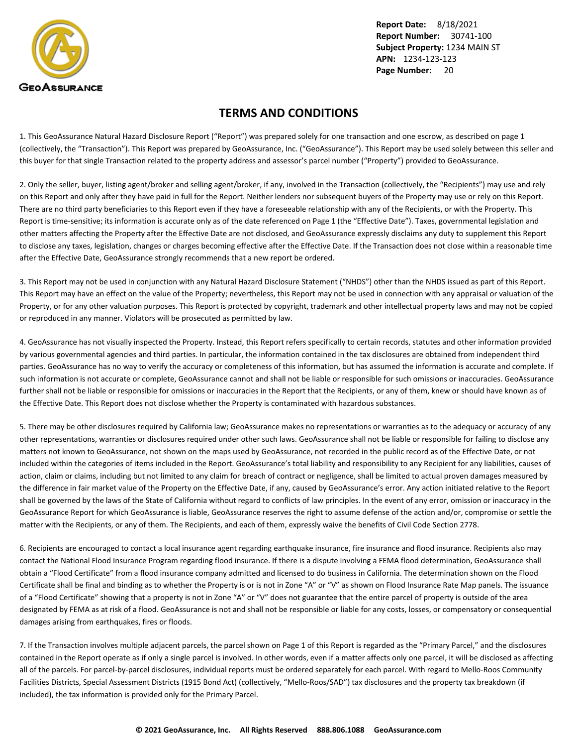# TERMS AND CONDITIONS

1. This GeoAssurance Natural Hazard Disclosure Report ("Report") was prepared solely for one transaction and one escrow, as described on page 1 (collectively, the "Transaction"). This Report was prepared by GeoAssurance, Inc. ("GeoAssurance"). This Report may be used solely between this seller and this buyer for that single Transaction related to the property address and assessor's parcel number ("Property") provided to GeoAssurance.

2. Only the seller, buyer, listing agent/broker and selling agent/broker, if any, involved in the Transaction (collectively, the "Recipients") may use and rely on this Report and only after they have paid in full for the Report. Neither lenders nor subsequent buyers of the Property may use or rely on this Report. There are no third party beneficiaries to this Report even if they have a foreseeable relationship with any of the Recipients, or with the Property. This Report is time-sensitive; its information is accurate only as of the date referenced on Page 1 (the "Effective Date"). Taxes, governmental legislation and other matters affecting the Property after the Effective Date are not disclosed, and GeoAssurance expressly disclaims any duty to supplement this Report to disclose any taxes, legislation, changes or charges becoming effective after the Effective Date. If the Transaction does not close within a reasonable time after the Effective Date, GeoAssurance strongly recommends that a new report be ordered.

3. This Report may not be used in conjunction with any Natural Hazard Disclosure Statement ("NHDS") other than the NHDS issued as part of this Report. This Report may have an effect on the value of the Property; nevertheless, this Report may not be used in connection with any appraisal or valuation of the Property, or for any other valuation purposes. This Report is protected by copyright, trademark and other intellectual property laws and may not be copied or reproduced in any manner. Violators will be prosecuted as permitted by law.

4. GeoAssurance has not visually inspected the Property. Instead, this Report refers specifically to certain records, statutes and other information provided by various governmental agencies and third parties. In particular, the information contained in the tax disclosures are obtained from independent third parties. GeoAssurance has no way to verify the accuracy or completeness of this information, but has assumed the information is accurate and complete. If such information is not accurate or complete, GeoAssurance cannot and shall not be liable or responsible for such omissions or inaccuracies. GeoAssurance further shall not be liable or responsible for omissions or inaccuracies in the Report that the Recipients, or any of them, knew or should have known as of the Effective Date. This Report does not disclose whether the Property is contaminated with hazardous substances.

5. There may be other disclosures required by California law; GeoAssurance makes no representations or warranties as to the adequacy or accuracy of any other representations, warranties or disclosures required under other such laws. GeoAssurance shall not be liable or responsible for failing to disclose any matters not known to GeoAssurance, not shown on the maps used by GeoAssurance, not recorded in the public record as of the Effective Date, or not included within the categories of items included in the Report. GeoAssurance's total liability and responsibility to any Recipient for any liabilities, causes of action, claim or claims, including but not limited to any claim for breach of contract or negligence, shall be limited to actual proven damages measured by the difference in fair market value of the Property on the Effective Date, if any, caused by GeoAssurance's error. Any action initiated relative to the Report shall be governed by the laws of the State of California without regard to conflicts of law principles. In the event of any error, omission or inaccuracy in the GeoAssurance Report for which GeoAssurance is liable, GeoAssurance reserves the right to assume defense of the action and/or, compromise or settle the matter with the Recipients, or any of them. The Recipients, and each of them, expressly waive the benefits of Civil Code Section 2778.

6. Recipients are encouraged to contact a local insurance agent regarding earthquake insurance, fire insurance and flood insurance. Recipients also may contact the National Flood Insurance Program regarding flood insurance. If there is a dispute involving a FEMA flood determination, GeoAssurance shall obtain a "Flood Certificate" from a flood insurance company admitted and licensed to do business in California. The determination shown on the Flood Certificate shall be final and binding as to whether the Property is or is not in Zone "A" or "V" as shown on Flood Insurance Rate Map panels. The issuance of a "Flood Certificate" showing that a property is not in Zone "A" or "V" does not guarantee that the entire parcel of property is outside of the area designated by FEMA as at risk of a flood. GeoAssurance is not and shall not be responsible or liable for any costs, losses, or compensatory or consequential damages arising from earthquakes, fires or floods.

7. If the Transaction involves multiple adjacent parcels, the parcel shown on Page 1 of this Report is regarded as the "Primary Parcel," and the disclosures contained in the Report operate as if only a single parcel is involved. In other words, even if a matter affects only one parcel, it will be disclosed as affecting all of the parcels. For parcel-by-parcel disclosures, individual reports must be ordered separately for each parcel. With regard to Mello-Roos Community Facilities Districts, Special Assessment Districts (1915 Bond Act) (collectively, "Mello-Roos/SAD") tax disclosures and the property tax breakdown (if included), the tax information is provided only for the Primary Parcel.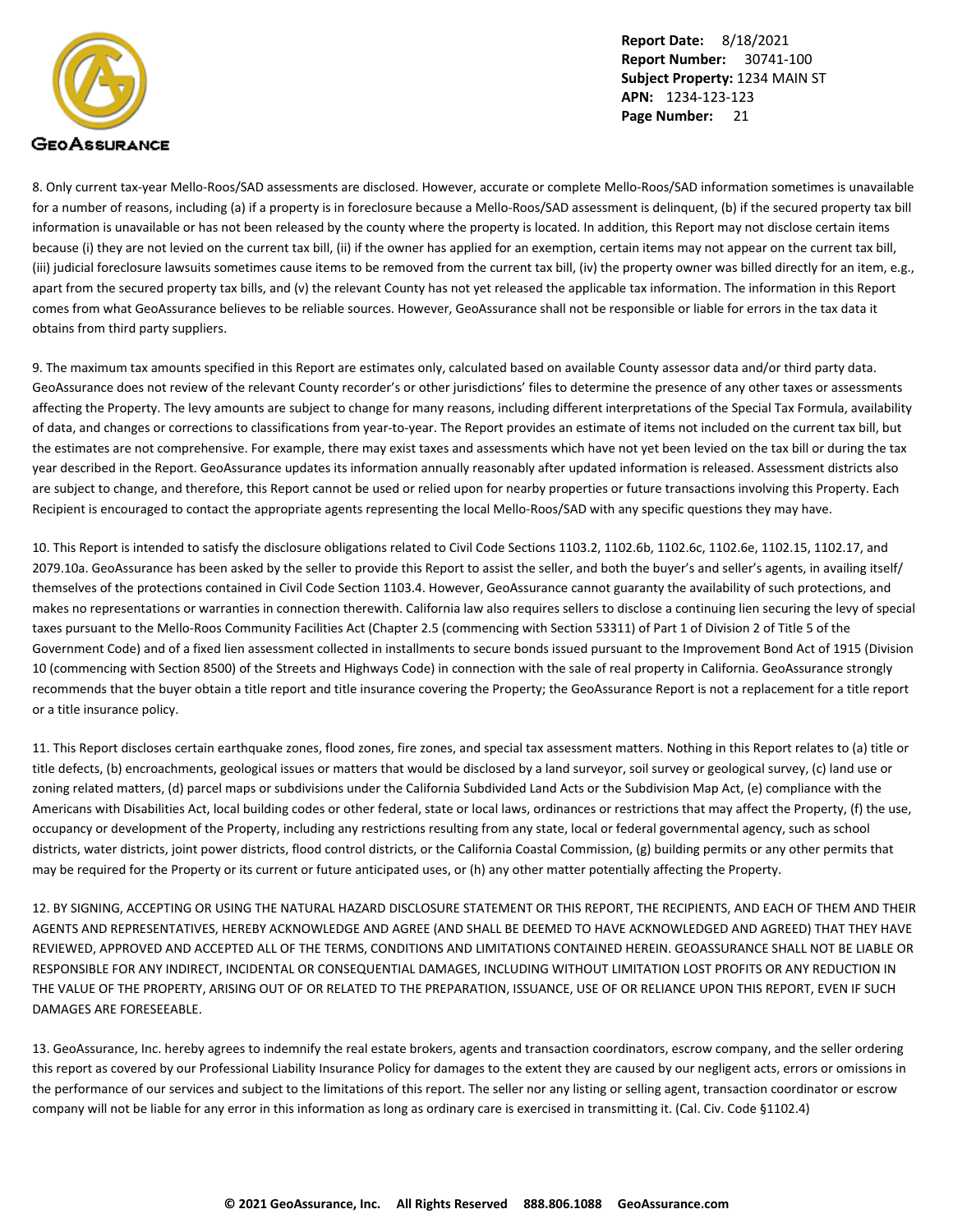8. Only current tax-year Mello-Roos/SAD assessments are disclosed. However, accurate or complete Mello-Roos/SAD information sometimes is unavailable for a number of reasons, including (a) if a property is in foreclosure because a Mello-Roos/SAD assessment is delinquent, (b) if the secured property tax bill information is unavailable or has not been released by the county where the property is located. In addition, this Report may not disclose certain items because (i) they are not levied on the current tax bill, (ii) if the owner has applied for an exemption, certain items may not appear on the current tax bill, (iii) judicial foreclosure lawsuits sometimes cause items to be removed from the current tax bill, (iv) the property owner was billed directly for an item, e.g., apart from the secured property tax bills, and (v) the relevant County has not yet released the applicable tax information. The information in this Report comes from what GeoAssurance believes to be reliable sources. However, GeoAssurance shall not be responsible or liable for errors in the tax data it obtains from third party suppliers.

9. The maximum tax amounts specified in this Report are estimates only, calculated based on available County assessor data and/or third party data. GeoAssurance does not review of the relevant County recorder's or other jurisdictions' files to determine the presence of any other taxes or assessments affecting the Property. The levy amounts are subject to change for many reasons, including different interpretations of the Special Tax Formula, availability of data, and changes or corrections to classifications from year-to-year. The Report provides an estimate of items not included on the current tax bill, but the estimates are not comprehensive. For example, there may exist taxes and assessments which have not yet been levied on the tax bill or during the tax year described in the Report. GeoAssurance updates its information annually reasonably after updated information is released. Assessment districts also are subject to change, and therefore, this Report cannot be used or relied upon for nearby properties or future transactions involving this Property. Each Recipient is encouraged to contact the appropriate agents representing the local Mello-Roos/SAD with any specific questions they may have.

10. This Report is intended to satisfy the disclosure obligations related to Civil Code Sections 1103.2, 1102.6b, 1102.6c, 1102.6e, 1102.15, 1102.17, and 2079.10a. GeoAssurance has been asked by the seller to provide this Report to assist the seller, and both the buyer's and seller's agents, in availing itself/themselves of the protections contained in Civil Code Section 1103.4. However, GeoAssurance cannot guaranty the availability of such protections, and makes no representations or warranties in connection therewith. California law also requires sellers to disclose a continuing lien securing the levy of special taxes pursuant to the Mello-Roos Community Facilities Act (Chapter 2.5 (commencing with Section 53311) of Part 1 of Division 2 of Title 5 of the Government Code) and of a fixed lien assessment collected in installments to secure bonds issued pursuant to the Improvement Bond Act of 1915 (Division 10 (commencing with Section 8500) of the Streets and Highways Code) in connection with the sale of real property in California. GeoAssurance strongly recommends that the buyer obtain a title report and title insurance covering the Property; the GeoAssurance Report is not a replacement for a title report or a title insurance policy.

11. This Report discloses certain earthquake zones, flood zones, fire zones, and special tax assessment matters. Nothing in this Report relates to (a) title or title defects, (b) encroachments, geological issues or matters that would be disclosed by a land surveyor, soil survey or geological survey, (c) land use or zoning related matters, (d) parcel maps or subdivisions under the California Subdivided Land Acts or the Subdivision Map Act, (e) compliance with the Americans with Disabilities Act, local building codes or other federal, state or local laws, ordinances or restrictions that may affect the Property, (f) the use, occupancy or development of the Property, including any restrictions resulting from any state, local or federal governmental agency, such as school districts, water districts, joint power districts, flood control districts, or the California Coastal Commission, (g) building permits or any other permits that may be required for the Property or its current or future anticipated uses, or (h) any other matter potentially affecting the Property.

12. BY SIGNING, ACCEPTING OR USING THE NATURAL HAZARD DISCLOSURE STATEMENT OR THIS REPORT, THE RECIPIENTS, AND EACH OF THEM AND THEIR AGENTS AND REPRESENTATIVES, HEREBY ACKNOWLEDGE AND AGREE (AND SHALL BE DEEMED TO HAVE ACKNOWLEDGED AND AGREED) THAT THEY HAVE REVIEWED, APPROVED AND ACCEPTED ALL OF THE TERMS, CONDITIONS AND LIMITATIONS CONTAINED HEREIN. GEOASSURANCE SHALL NOT BE LIABLE OR RESPONSIBLE FOR ANY INDIRECT, INCIDENTAL OR CONSEQUENTIAL DAMAGES, INCLUDING WITHOUT LIMITATION LOST PROFITS OR ANY REDUCTION IN THE VALUE OF THE PROPERTY, ARISING OUT OF OR RELATED TO THE PREPARATION, ISSUANCE, USE OF OR RELIANCE UPON THIS REPORT, EVEN IF SUCH DAMAGES ARE FORESEEABLE.

13. GeoAssurance, Inc. hereby agrees to indemnify the real estate brokers, agents and transaction coordinators, escrow company, and the seller ordering this report as covered by our Professional Liability Insurance Policy for damages to the extent they are caused by our negligent acts, errors or omissions in the performance of our services and subject to the limitations of this report. The seller nor any listing or selling agent, transaction coordinator or escrow company will not be liable for any error in this information as long as ordinary care is exercised in transmitting it. (Cal. Civ. Code §1102.4)